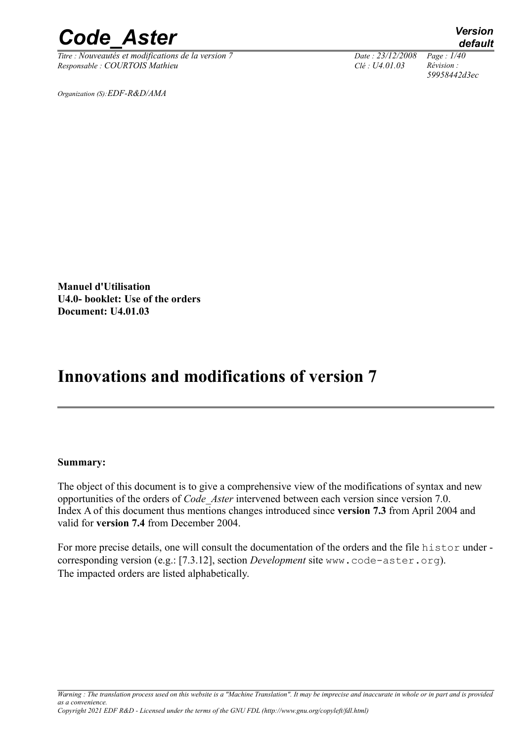Organization (S):*EDF-R&D/AMA*

**Manuel d'Utilisation**
**U4.0- booklet: Use of the orders**
**Document: U4.01.03**

# Innovations and modifications of version 7

**Summary:**

The object of this document is to give a comprehensive view of the modifications of syntax and new opportunities of the orders of *Code_Aster* intervened between each version since version 7.0.
Index A of this document thus mentions changes introduced since **version 7.3** from April 2004 and valid for **version 7.4** from December 2004.

For more precise details, one will consult the documentation of the orders and the file histor under - corresponding version (e.g.: [7.3.12], section *Development* site www.code-aster.org).
The impacted orders are listed alphabetically.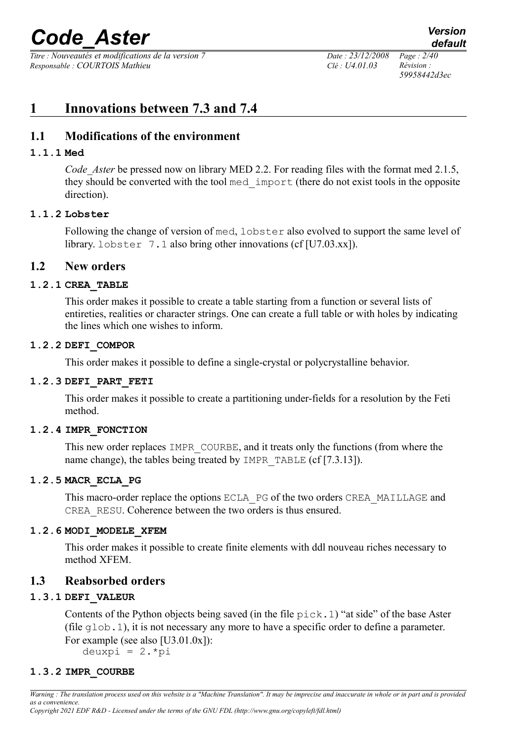# 1 Innovations between 7.3 and 7.4

## 1.1 Modifications of the environment

### 1.1.1 Med

*Code_Aster* be pressed now on library MED 2.2. For reading files with the format med 2.1.5, they should be converted with the tool `med_import` (there do not exist tools in the opposite direction).

### 1.1.2 Lobster

Following the change of version of `med`, `lobster` also evolved to support the same level of library. `lobster 7.1` also bring other innovations (cf [U7.03.xx]).

## 1.2 New orders

### 1.2.1 CREA_TABLE

This order makes it possible to create a table starting from a function or several lists of entireties, realities or character strings. One can create a full table or with holes by indicating the lines which one wishes to inform.

### 1.2.2 DEFI_COMPOR

This order makes it possible to define a single-crystal or polycrystalline behavior.

### 1.2.3 DEFI_PART_FETI

This order makes it possible to create a partitioning under-fields for a resolution by the Feti method.

### 1.2.4 IMPR_FONCTION

This new order replaces `IMPR_COURBE`, and it treats only the functions (from where the name change), the tables being treated by `IMPR_TABLE` (cf [7.3.13]).

### 1.2.5 MACR_ECLA_PG

This macro-order replace the options `ECLA_PG` of the two orders `CREA_MAILLAGE` and `CREA_RESU`. Coherence between the two orders is thus ensured.

### 1.2.6 MODI_MODELE_XFEM

This order makes it possible to create finite elements with ddl nouveau riches necessary to method XFEM.

## 1.3 Reabsorbed orders

### 1.3.1 DEFI_VALEUR

Contents of the Python objects being saved (in the file `pick.1`) "at side" of the base Aster (file `glob.1`), it is not necessary any more to have a specific order to define a parameter. For example (see also [U3.01.0x]):

```
deuxpi = 2.*pi
```

### 1.3.2 IMPR_COURBE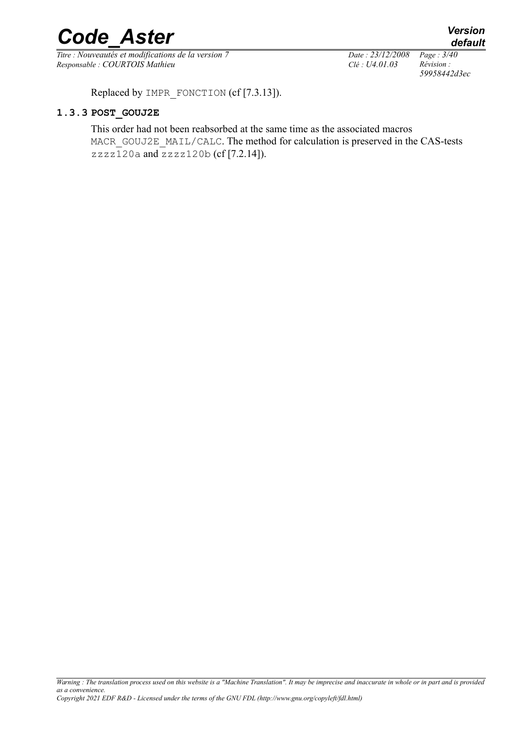Replaced by `IMPR_FONCTION` (cf [7.3.13]).

### 1.3.3 POST_GOUJ2E

This order had not been reabsorbed at the same time as the associated macros `MACR_GOUJ2E_MAIL/CALC`. The method for calculation is preserved in the CAS-tests `zzzz120a` and `zzzz120b` (cf [7.2.14]).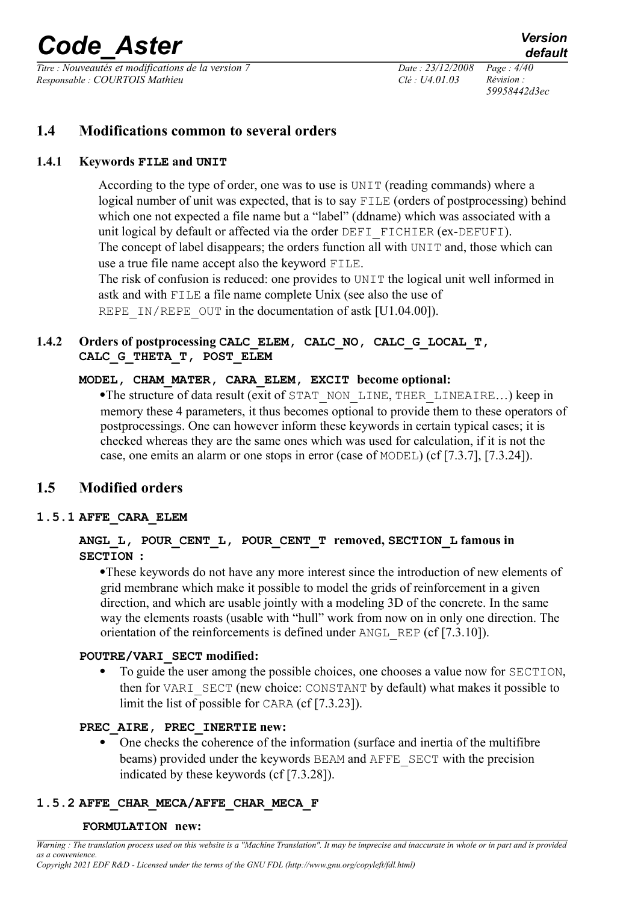## 1.4 Modifications common to several orders

### 1.4.1 Keywords FILE and UNIT

According to the type of order, one was to use is UNIT (reading commands) where a logical number of unit was expected, that is to say FILE (orders of postprocessing) behind which one not expected a file name but a "label" (ddname) which was associated with a unit logical by default or affected via the order DEFI_FICHIER (ex-DEFUFI).
The concept of label disappears; the orders function all with UNIT and, those which can use a true file name accept also the keyword FILE.
The risk of confusion is reduced: one provides to UNIT the logical unit well informed in astk and with FILE a file name complete Unix (see also the use of REPE_IN/REPE_OUT in the documentation of astk [U1.04.00]).

### 1.4.2 Orders of postprocessing CALC_ELEM, CALC_NO, CALC_G_LOCAL_T, CALC_G_THETA_T, POST_ELEM

**MODEL, CHAM_MATER, CARA_ELEM, EXCIT become optional:**

- The structure of data result (exit of STAT_NON_LINE, THER_LINEAIRE…) keep in memory these 4 parameters, it thus becomes optional to provide them to these operators of postprocessings. One can however inform these keywords in certain typical cases; it is checked whereas they are the same ones which was used for calculation, if it is not the case, one emits an alarm or one stops in error (case of MODEL) (cf [7.3.7], [7.3.24]).

## 1.5 Modified orders

### 1.5.1 AFFE_CARA_ELEM

**ANGL_L, POUR_CENT_L, POUR_CENT_T removed, SECTION_L famous in SECTION :**

- These keywords do not have any more interest since the introduction of new elements of grid membrane which make it possible to model the grids of reinforcement in a given direction, and which are usable jointly with a modeling 3D of the concrete. In the same way the elements roasts (usable with "hull" work from now on in only one direction. The orientation of the reinforcements is defined under ANGL_REP (cf [7.3.10]).

**POUTRE/VARI_SECT modified:**

- To guide the user among the possible choices, one chooses a value now for SECTION, then for VARI_SECT (new choice: CONSTANT by default) what makes it possible to limit the list of possible for CARA (cf [7.3.23]).

**PREC_AIRE, PREC_INERTIE new:**

- One checks the coherence of the information (surface and inertia of the multifibre beams) provided under the keywords BEAM and AFFE_SECT with the precision indicated by these keywords (cf [7.3.28]).

### 1.5.2 AFFE_CHAR_MECA/AFFE_CHAR_MECA_F

**FORMULATION new:**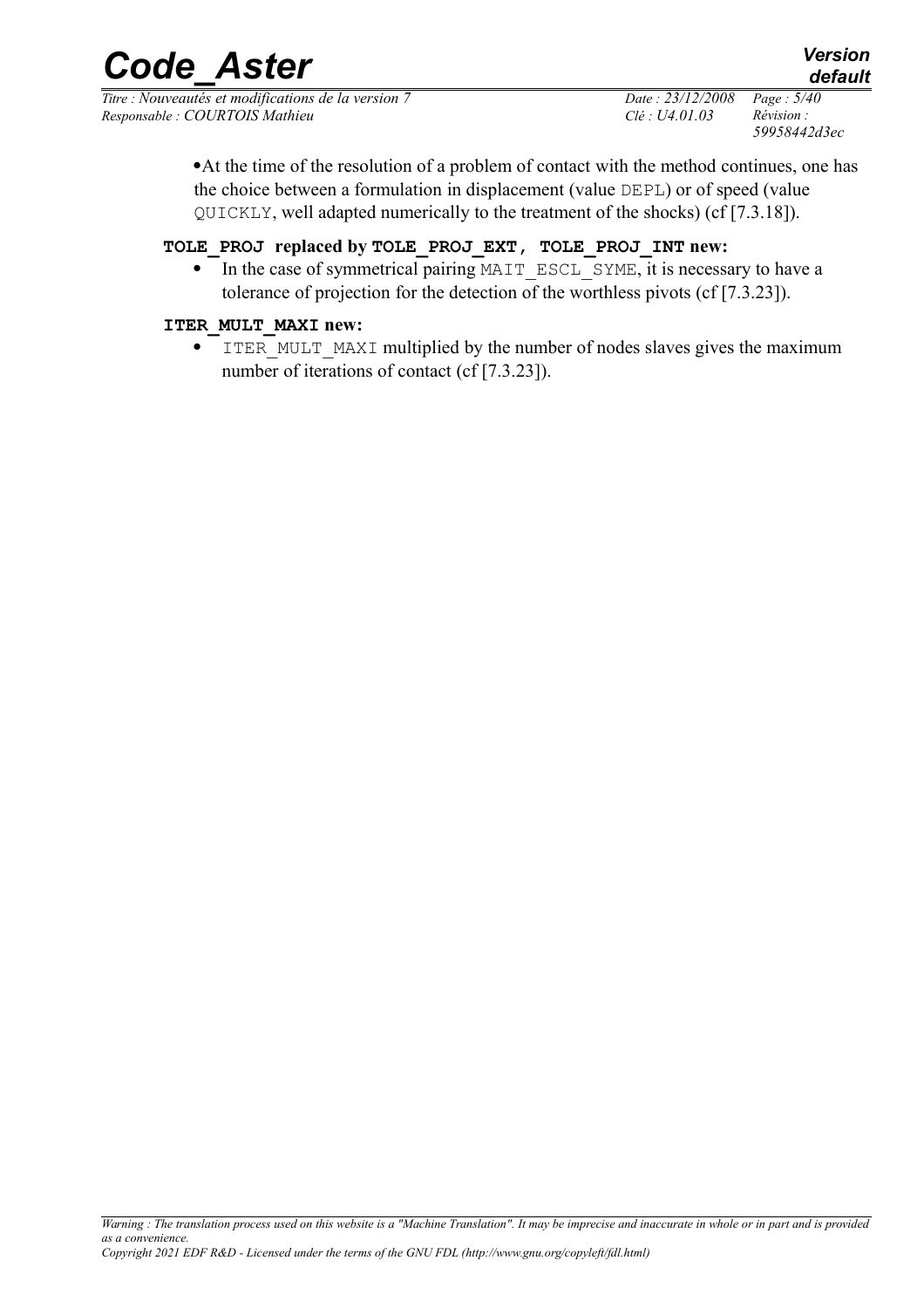- At the time of the resolution of a problem of contact with the method continues, one has the choice between a formulation in displacement (value `DEPL`) or of speed (value `QUICKLY`, well adapted numerically to the treatment of the shocks) (cf [7.3.18]).

**`TOLE_PROJ` replaced by `TOLE_PROJ_EXT, TOLE_PROJ_INT` new:**

- In the case of symmetrical pairing `MAIT_ESCL_SYME`, it is necessary to have a tolerance of projection for the detection of the worthless pivots (cf [7.3.23]).

**`ITER_MULT_MAXI` new:**

- `ITER_MULT_MAXI` multiplied by the number of nodes slaves gives the maximum number of iterations of contact (cf [7.3.23]).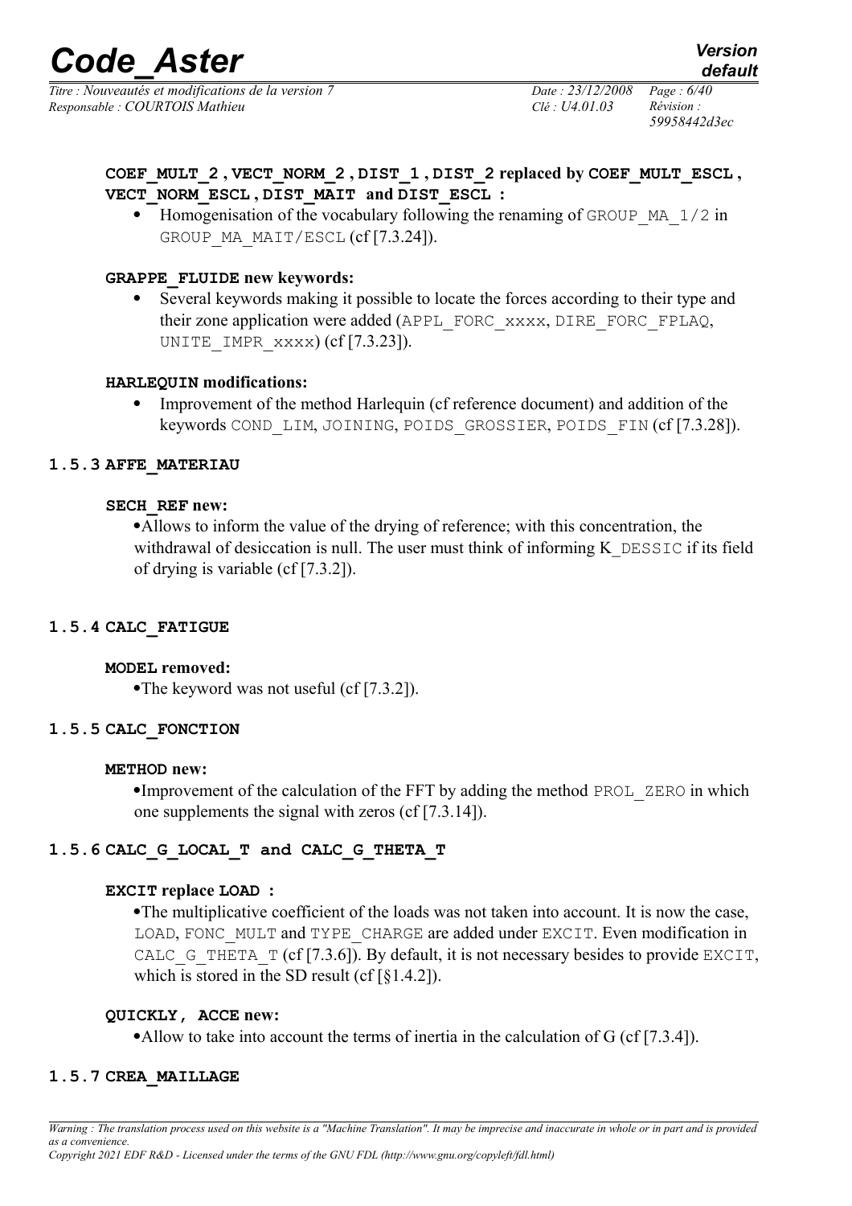**COEF_MULT_2 , VECT_NORM_2 , DIST_1 , DIST_2 replaced by COEF_MULT_ESCL , VECT_NORM_ESCL , DIST_MAIT and DIST_ESCL :**

- Homogenisation of the vocabulary following the renaming of GROUP_MA_1/2 in GROUP_MA_MAIT/ESCL (cf [7.3.24]).

**GRAPPE_FLUIDE new keywords:**

- Several keywords making it possible to locate the forces according to their type and their zone application were added (APPL_FORC_xxxx, DIRE_FORC_FPLAQ, UNITE_IMPR_xxxx) (cf [7.3.23]).

**HARLEQUIN modifications:**

- Improvement of the method Harlequin (cf reference document) and addition of the keywords COND_LIM, JOINING, POIDS_GROSSIER, POIDS_FIN (cf [7.3.28]).

### 1.5.3 AFFE_MATERIAU

**SECH_REF new:**

- Allows to inform the value of the drying of reference; with this concentration, the withdrawal of desiccation is null. The user must think of informing K_DESSIC if its field of drying is variable (cf [7.3.2]).

### 1.5.4 CALC_FATIGUE

**MODEL removed:**

- The keyword was not useful (cf [7.3.2]).

### 1.5.5 CALC_FONCTION

**METHOD new:**

- Improvement of the calculation of the FFT by adding the method PROL_ZERO in which one supplements the signal with zeros (cf [7.3.14]).

### 1.5.6 CALC_G_LOCAL_T and CALC_G_THETA_T

**EXCIT replace LOAD :**

- The multiplicative coefficient of the loads was not taken into account. It is now the case, LOAD, FONC_MULT and TYPE_CHARGE are added under EXCIT. Even modification in CALC_G_THETA_T (cf [7.3.6]). By default, it is not necessary besides to provide EXCIT, which is stored in the SD result (cf [§1.4.2]).

**QUICKLY, ACCE new:**

- Allow to take into account the terms of inertia in the calculation of G (cf [7.3.4]).

### 1.5.7 CREA_MAILLAGE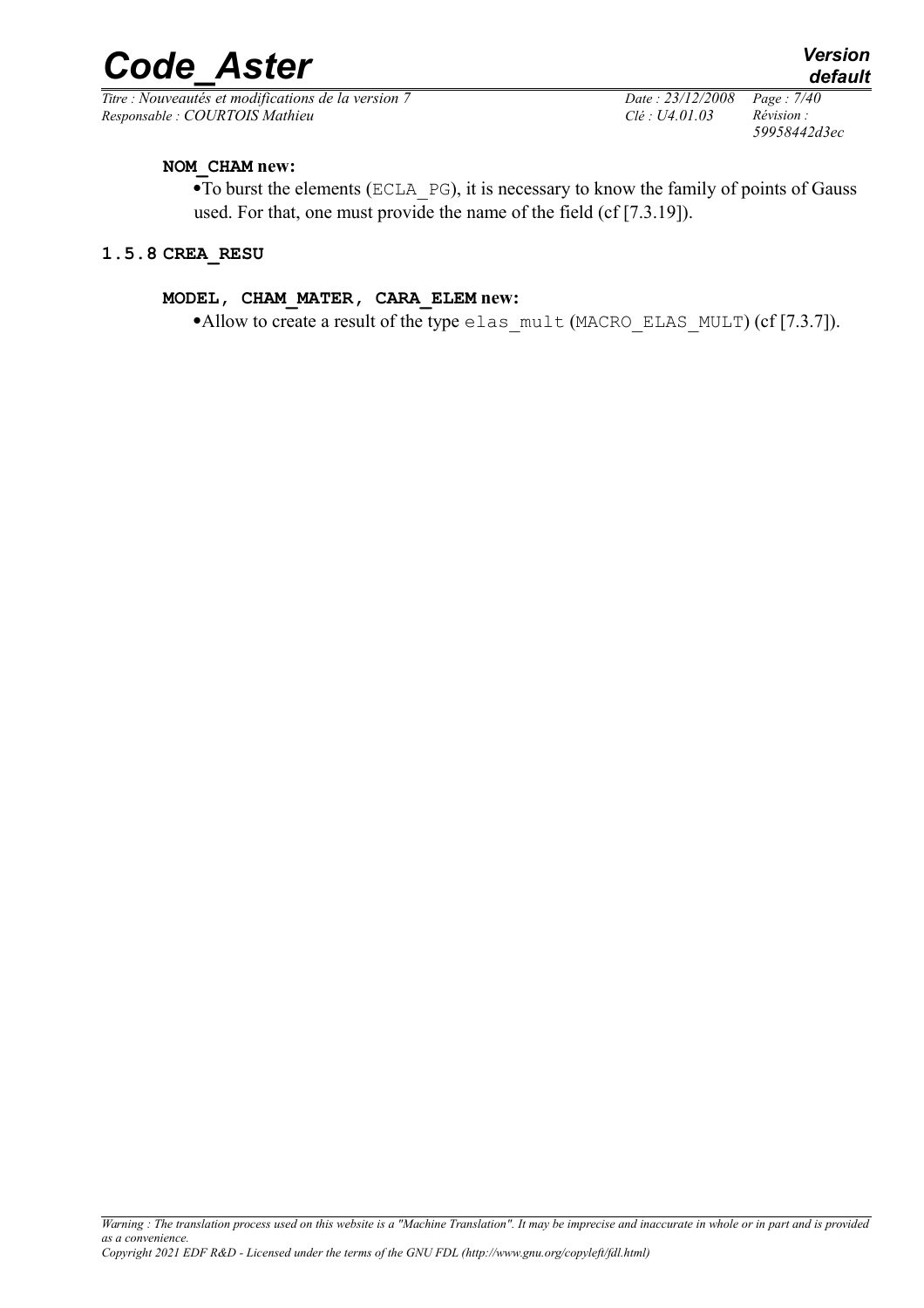**NOM_CHAM new:**

- To burst the elements (ECLA_PG), it is necessary to know the family of points of Gauss used. For that, one must provide the name of the field (cf [7.3.19]).

### 1.5.8 CREA_RESU

**MODEL, CHAM_MATER, CARA_ELEM new:**

- Allow to create a result of the type elas_mult (MACRO_ELAS_MULT) (cf [7.3.7]).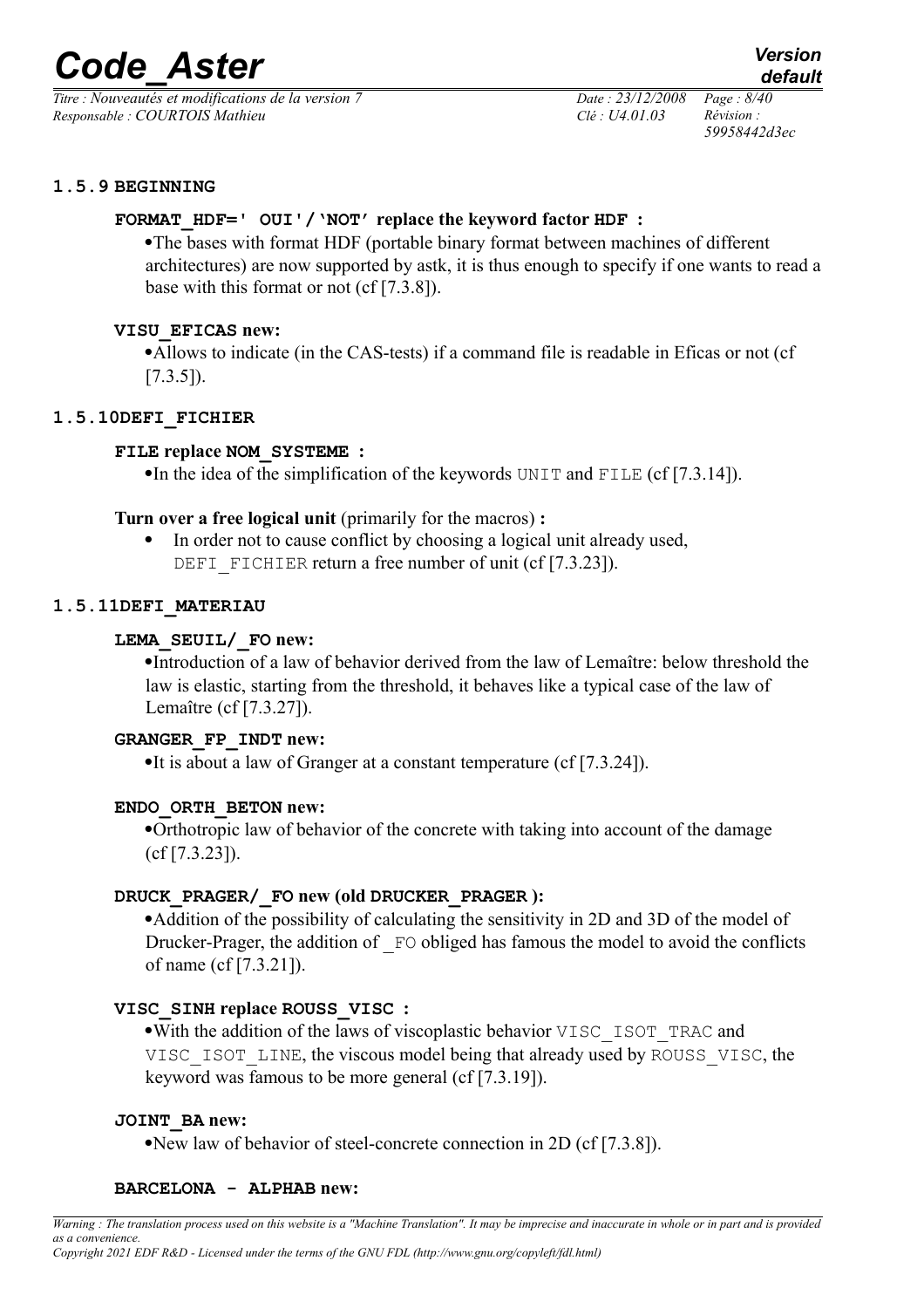### 1.5.9 BEGINNING

#### FORMAT_HDF=' OUI'/'NOT' replace the keyword factor HDF :

- The bases with format HDF (portable binary format between machines of different architectures) are now supported by astk, it is thus enough to specify if one wants to read a base with this format or not (cf [7.3.8]).

#### VISU_EFICAS new:

- Allows to indicate (in the CAS-tests) if a command file is readable in Eficas or not (cf [7.3.5]).

### 1.5.10 DEFI_FICHIER

#### FILE replace NOM_SYSTEME :

- In the idea of the simplification of the keywords UNIT and FILE (cf [7.3.14]).

**Turn over a free logical unit** (primarily for the macros) **:**

- In order not to cause conflict by choosing a logical unit already used, DEFI_FICHIER return a free number of unit (cf [7.3.23]).

### 1.5.11 DEFI_MATERIAU

#### LEMA_SEUIL/_FO new:

- Introduction of a law of behavior derived from the law of Lemaître: below threshold the law is elastic, starting from the threshold, it behaves like a typical case of the law of Lemaître (cf [7.3.27]).

#### GRANGER_FP_INDT new:

- It is about a law of Granger at a constant temperature (cf [7.3.24]).

#### ENDO_ORTH_BETON new:

- Orthotropic law of behavior of the concrete with taking into account of the damage (cf [7.3.23]).

#### DRUCK_PRAGER/_FO new (old DRUCKER_PRAGER ):

- Addition of the possibility of calculating the sensitivity in 2D and 3D of the model of Drucker-Prager, the addition of _FO obliged has famous the model to avoid the conflicts of name (cf [7.3.21]).

#### VISC_SINH replace ROUSS_VISC :

- With the addition of the laws of viscoplastic behavior VISC_ISOT_TRAC and VISC_ISOT_LINE, the viscous model being that already used by ROUSS_VISC, the keyword was famous to be more general (cf [7.3.19]).

#### JOINT_BA new:

- New law of behavior of steel-concrete connection in 2D (cf [7.3.8]).

#### BARCELONA - ALPHAB new: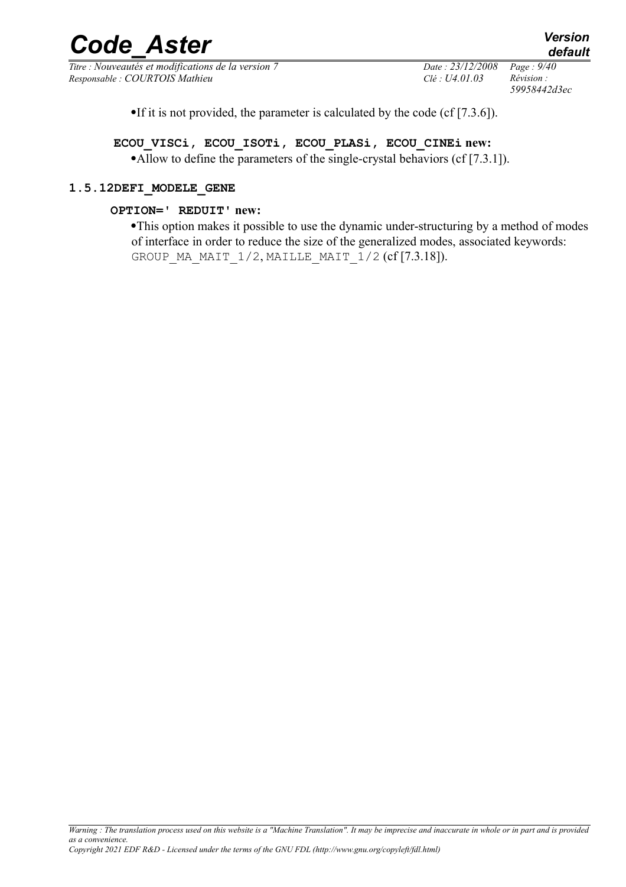- If it is not provided, the parameter is calculated by the code (cf [7.3.6]).

**ECOU_VISCi, ECOU_ISOTi, ECOU_PLASi, ECOU_CINEi new:**

- Allow to define the parameters of the single-crystal behaviors (cf [7.3.1]).

### 1.5.12 DEFI_MODELE_GENE

**OPTION=' REDUIT' new:**

- This option makes it possible to use the dynamic under-structuring by a method of modes of interface in order to reduce the size of the generalized modes, associated keywords: GROUP_MA_MAIT_1/2, MAILLE_MAIT_1/2 (cf [7.3.18]).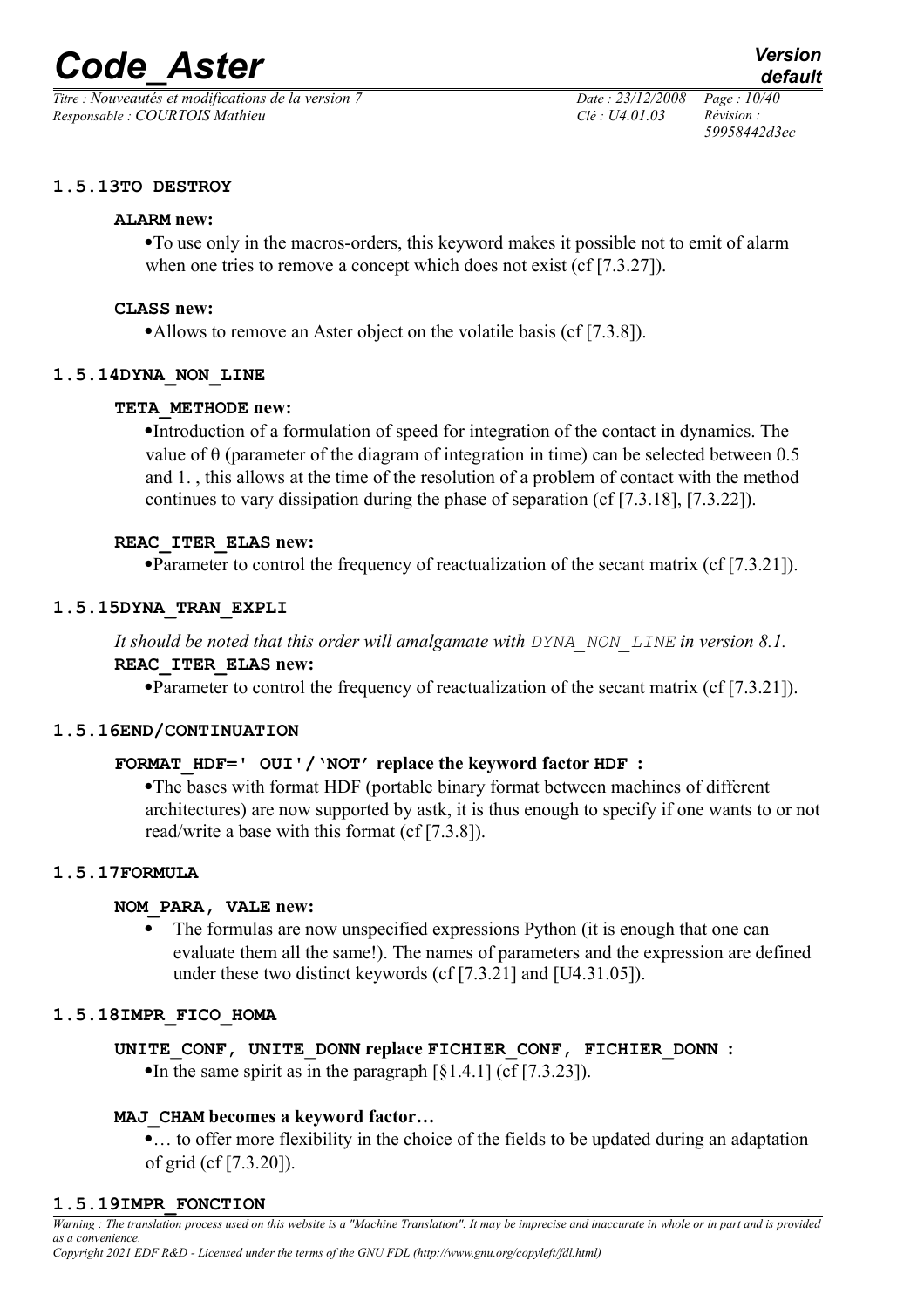#### 1.5.13 TO DESTROY

**ALARM new:**

- To use only in the macros-orders, this keyword makes it possible not to emit of alarm when one tries to remove a concept which does not exist (cf [7.3.27]).

**CLASS new:**

- Allows to remove an Aster object on the volatile basis (cf [7.3.8]).

#### 1.5.14 DYNA_NON_LINE

**TETA_METHODE new:**

- Introduction of a formulation of speed for integration of the contact in dynamics. The value of θ (parameter of the diagram of integration in time) can be selected between 0.5 and 1. , this allows at the time of the resolution of a problem of contact with the method continues to vary dissipation during the phase of separation (cf [7.3.18], [7.3.22]).

**REAC_ITER_ELAS new:**

- Parameter to control the frequency of reactualization of the secant matrix (cf [7.3.21]).

#### 1.5.15 DYNA_TRAN_EXPLI

*It should be noted that this order will amalgamate with DYNA_NON_LINE in version 8.1.*

**REAC_ITER_ELAS new:**

- Parameter to control the frequency of reactualization of the secant matrix (cf [7.3.21]).

#### 1.5.16 END/CONTINUATION

**FORMAT_HDF=' OUI'/'NOT' replace the keyword factor HDF :**

- The bases with format HDF (portable binary format between machines of different architectures) are now supported by astk, it is thus enough to specify if one wants to or not read/write a base with this format (cf [7.3.8]).

#### 1.5.17 FORMULA

**NOM_PARA, VALE new:**

- The formulas are now unspecified expressions Python (it is enough that one can evaluate them all the same!). The names of parameters and the expression are defined under these two distinct keywords (cf [7.3.21] and [U4.31.05]).

#### 1.5.18 IMPR_FICO_HOMA

**UNITE_CONF, UNITE_DONN replace FICHIER_CONF, FICHIER_DONN :**

- In the same spirit as in the paragraph [§1.4.1] (cf [7.3.23]).

**MAJ_CHAM becomes a keyword factor…**

- … to offer more flexibility in the choice of the fields to be updated during an adaptation of grid (cf [7.3.20]).

#### 1.5.19 IMPR_FONCTION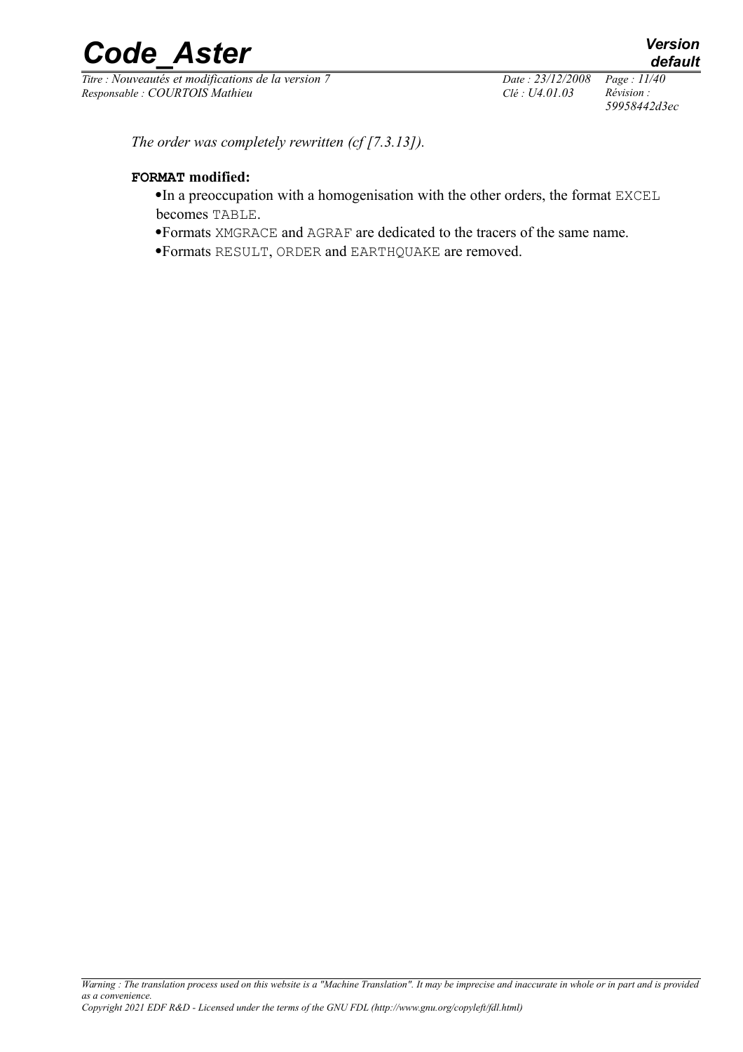*The order was completely rewritten (cf [7.3.13]).*

**FORMAT modified:**

- In a preoccupation with a homogenisation with the other orders, the format EXCEL becomes TABLE.
- Formats XMGRACE and AGRAF are dedicated to the tracers of the same name.
- Formats RESULT, ORDER and EARTHQUAKE are removed.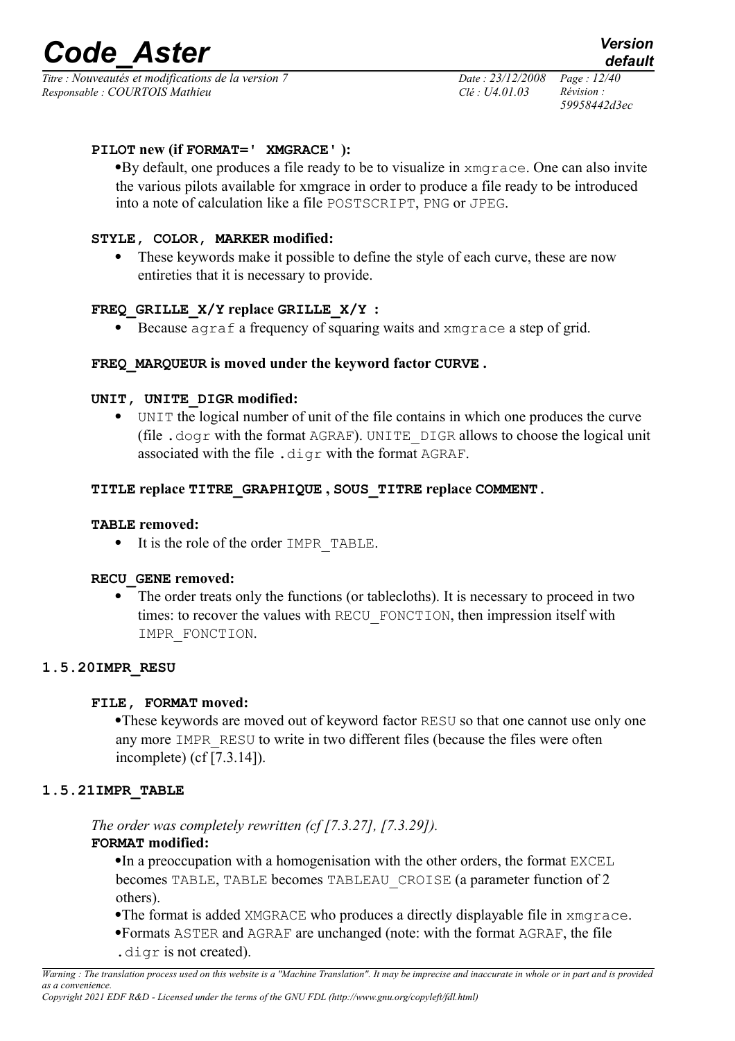**PILOT new (if FORMAT=' XMGRACE' ):**

- By default, one produces a file ready to be to visualize in xmgrace. One can also invite the various pilots available for xmgrace in order to produce a file ready to be introduced into a note of calculation like a file POSTSCRIPT, PNG or JPEG.

**STYLE, COLOR, MARKER modified:**

- These keywords make it possible to define the style of each curve, these are now entireties that it is necessary to provide.

**FREQ_GRILLE_X/Y replace GRILLE_X/Y :**

- Because agraf a frequency of squaring waits and xmgrace a step of grid.

**FREQ_MARQUEUR is moved under the keyword factor CURVE .**

**UNIT, UNITE_DIGR modified:**

- UNIT the logical number of unit of the file contains in which one produces the curve (file .dogr with the format AGRAF). UNITE_DIGR allows to choose the logical unit associated with the file .digr with the format AGRAF.

**TITLE replace TITRE_GRAPHIQUE , SOUS_TITRE replace COMMENT .**

**TABLE removed:**

- It is the role of the order IMPR_TABLE.

**RECU_GENE removed:**

- The order treats only the functions (or tablecloths). It is necessary to proceed in two times: to recover the values with RECU_FONCTION, then impression itself with IMPR_FONCTION.

### 1.5.20 IMPR_RESU

**FILE, FORMAT moved:**

- These keywords are moved out of keyword factor RESU so that one cannot use only one any more IMPR_RESU to write in two different files (because the files were often incomplete) (cf [7.3.14]).

### 1.5.21 IMPR_TABLE

*The order was completely rewritten (cf [7.3.27], [7.3.29]).*

**FORMAT modified:**

- In a preoccupation with a homogenisation with the other orders, the format EXCEL becomes TABLE, TABLE becomes TABLEAU_CROISE (a parameter function of 2 others).
- The format is added XMGRACE who produces a directly displayable file in xmgrace.
- Formats ASTER and AGRAF are unchanged (note: with the format AGRAF, the file .digr is not created).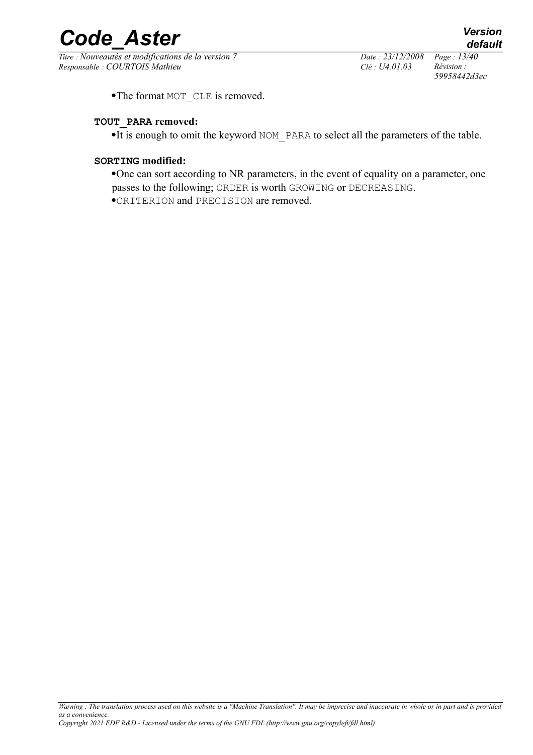- The format `MOT_CLE` is removed.

**`TOUT_PARA` removed:**

- It is enough to omit the keyword `NOM_PARA` to select all the parameters of the table.

**`SORTING` modified:**

- One can sort according to NR parameters, in the event of equality on a parameter, one passes to the following; `ORDER` is worth `GROWING` or `DECREASING`.
- `CRITERION` and `PRECISION` are removed.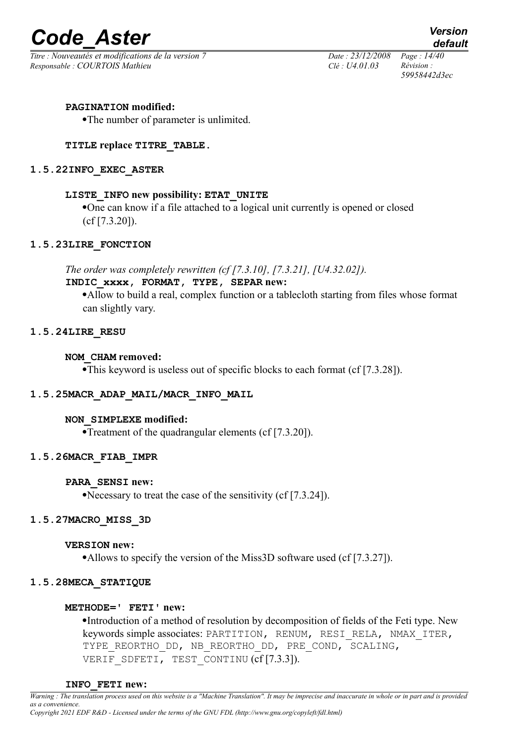**PAGINATION modified:**

- The number of parameter is unlimited.

**TITLE replace TITRE_TABLE.**

### 1.5.22 INFO_EXEC_ASTER

**LISTE_INFO new possibility: ETAT_UNITE**

- One can know if a file attached to a logical unit currently is opened or closed (cf [7.3.20]).

### 1.5.23 LIRE_FONCTION

*The order was completely rewritten (cf [7.3.10], [7.3.21], [U4.32.02]).*

**INDIC_xxxx, FORMAT, TYPE, SEPAR new:**

- Allow to build a real, complex function or a tablecloth starting from files whose format can slightly vary.

### 1.5.24 LIRE_RESU

**NOM_CHAM removed:**

- This keyword is useless out of specific blocks to each format (cf [7.3.28]).

### 1.5.25 MACR_ADAP_MAIL/MACR_INFO_MAIL

**NON_SIMPLEXE modified:**

- Treatment of the quadrangular elements (cf [7.3.20]).

### 1.5.26 MACR_FIAB_IMPR

**PARA_SENSI new:**

- Necessary to treat the case of the sensitivity (cf [7.3.24]).

### 1.5.27 MACRO_MISS_3D

**VERSION new:**

- Allows to specify the version of the Miss3D software used (cf [7.3.27]).

### 1.5.28 MECA_STATIQUE

**METHODE=' FETI' new:**

- Introduction of a method of resolution by decomposition of fields of the Feti type. New keywords simple associates: PARTITION, RENUM, RESI_RELA, NMAX_ITER, TYPE_REORTHO_DD, NB_REORTHO_DD, PRE_COND, SCALING, VERIF_SDFETI, TEST_CONTINU (cf [7.3.3]).

**INFO_FETI new:**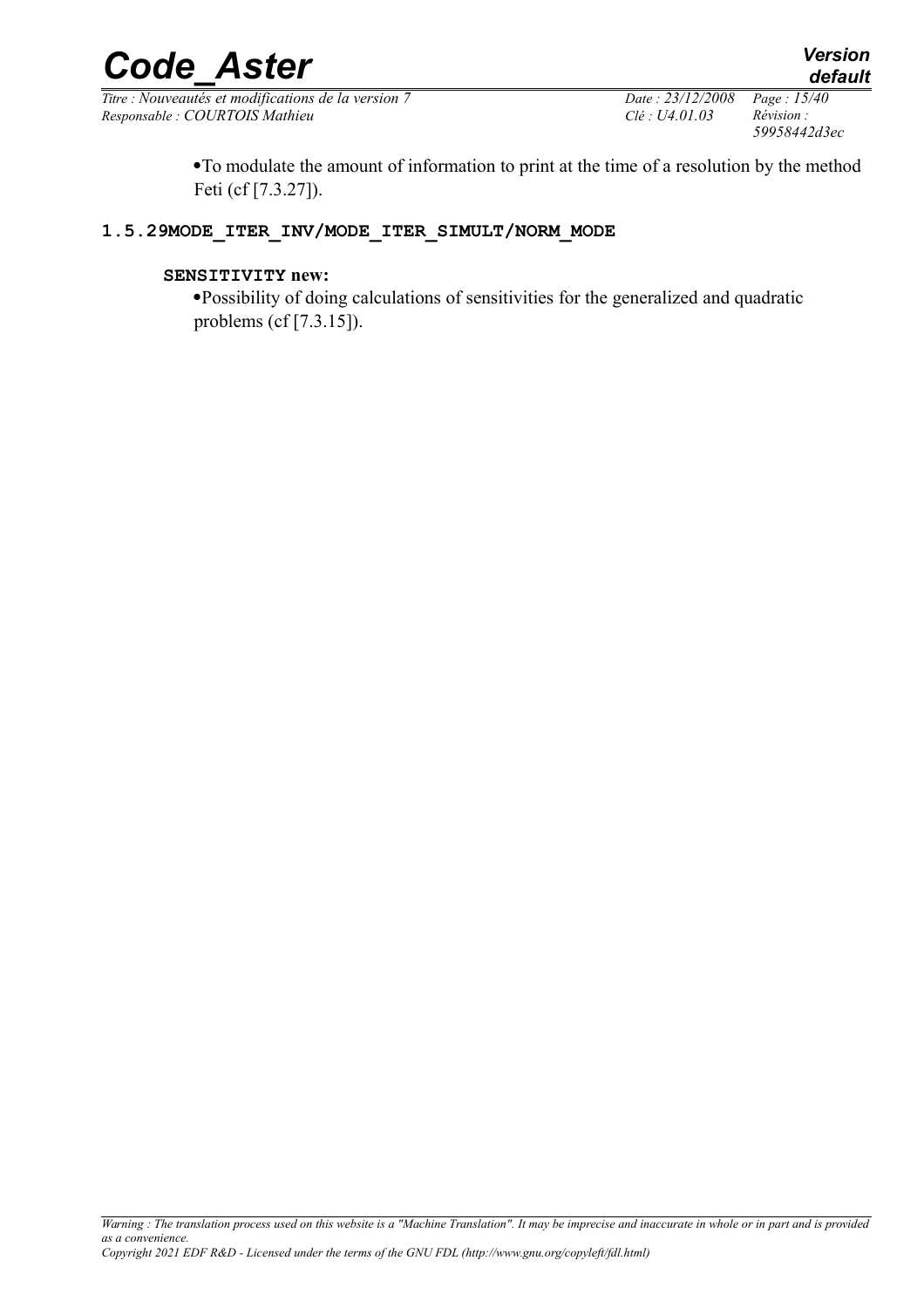- To modulate the amount of information to print at the time of a resolution by the method Feti (cf [7.3.27]).

### 1.5.29 MODE_ITER_INV/MODE_ITER_SIMULT/NORM_MODE

**SENSITIVITY new:**

- Possibility of doing calculations of sensitivities for the generalized and quadratic problems (cf [7.3.15]).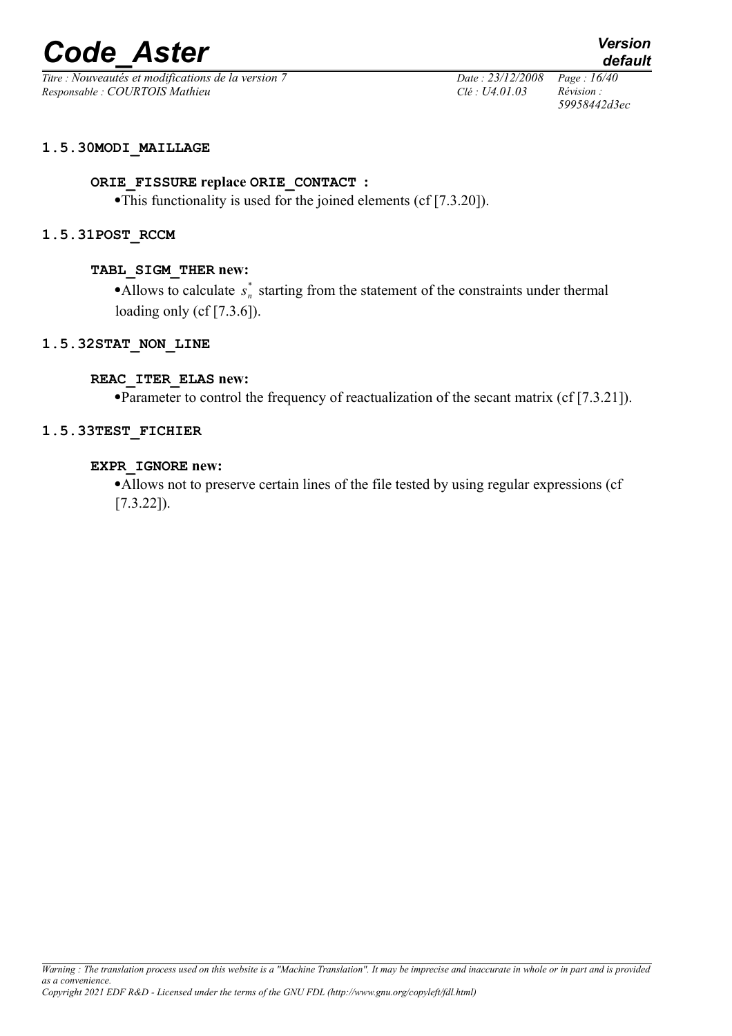#### 1.5.30 MODI_MAILLAGE

**ORIE_FISSURE replace ORIE_CONTACT :**

- This functionality is used for the joined elements (cf [7.3.20]).

#### 1.5.31 POST_RCCM

**TABL_SIGM_THER new:**

- Allows to calculate $s_n^*$ starting from the statement of the constraints under thermal loading only (cf [7.3.6]).

#### 1.5.32 STAT_NON_LINE

**REAC_ITER_ELAS new:**

- Parameter to control the frequency of reactualization of the secant matrix (cf [7.3.21]).

#### 1.5.33 TEST_FICHIER

**EXPR_IGNORE new:**

- Allows not to preserve certain lines of the file tested by using regular expressions (cf [7.3.22]).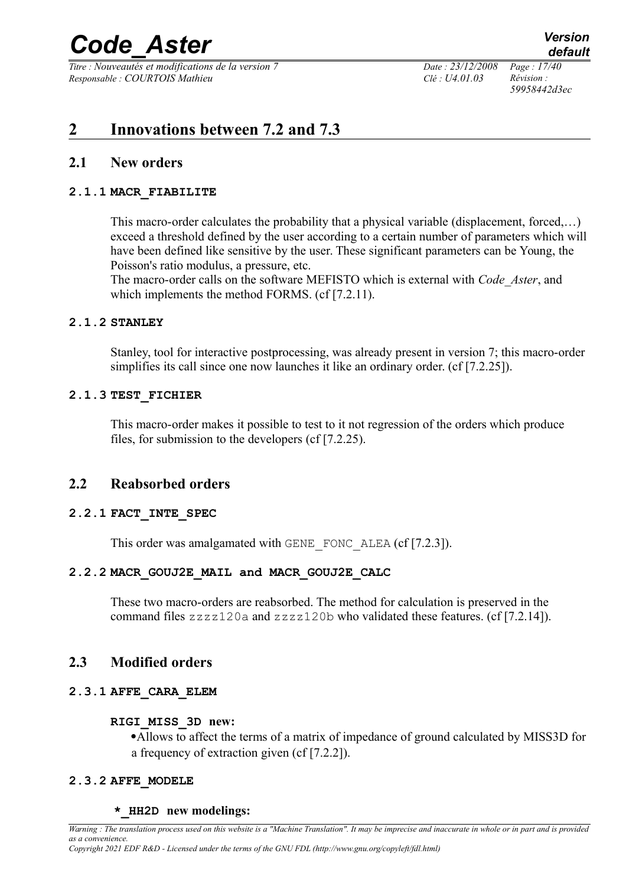# 2 Innovations between 7.2 and 7.3

## 2.1 New orders

### 2.1.1 MACR_FIABILITE

This macro-order calculates the probability that a physical variable (displacement, forced,…) exceed a threshold defined by the user according to a certain number of parameters which will have been defined like sensitive by the user. These significant parameters can be Young, the Poisson's ratio modulus, a pressure, etc.
The macro-order calls on the software MEFISTO which is external with *Code_Aster*, and which implements the method FORMS. (cf [7.2.11).

### 2.1.2 STANLEY

Stanley, tool for interactive postprocessing, was already present in version 7; this macro-order simplifies its call since one now launches it like an ordinary order. (cf [7.2.25]).

### 2.1.3 TEST_FICHIER

This macro-order makes it possible to test to it not regression of the orders which produce files, for submission to the developers (cf [7.2.25).

## 2.2 Reabsorbed orders

### 2.2.1 FACT_INTE_SPEC

This order was amalgamated with `GENE_FONC_ALEA` (cf [7.2.3]).

### 2.2.2 MACR_GOUJ2E_MAIL and MACR_GOUJ2E_CALC

These two macro-orders are reabsorbed. The method for calculation is preserved in the command files `zzzz120a` and `zzzz120b` who validated these features. (cf [7.2.14]).

## 2.3 Modified orders

### 2.3.1 AFFE_CARA_ELEM

**RIGI_MISS_3D new:**

- Allows to affect the terms of a matrix of impedance of ground calculated by MISS3D for a frequency of extraction given (cf [7.2.2]).

### 2.3.2 AFFE_MODELE

**\*_HH2D new modelings:**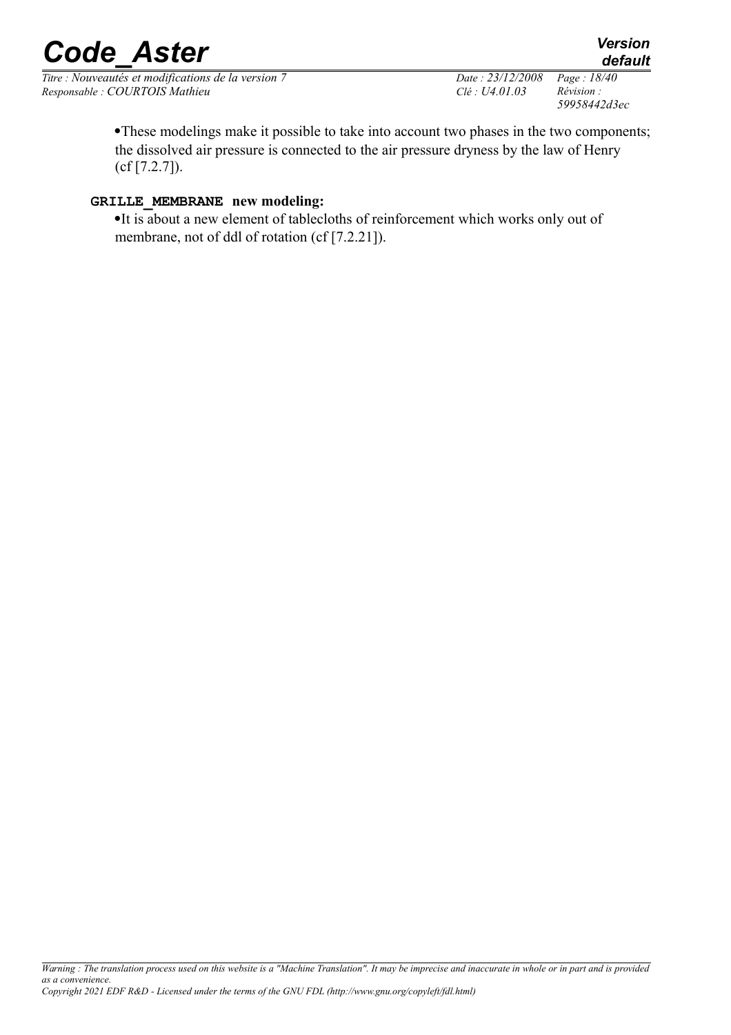- These modelings make it possible to take into account two phases in the two components; the dissolved air pressure is connected to the air pressure dryness by the law of Henry (cf [7.2.7]).

**`GRILLE_MEMBRANE` new modeling:**

- It is about a new element of tablecloths of reinforcement which works only out of membrane, not of ddl of rotation (cf [7.2.21]).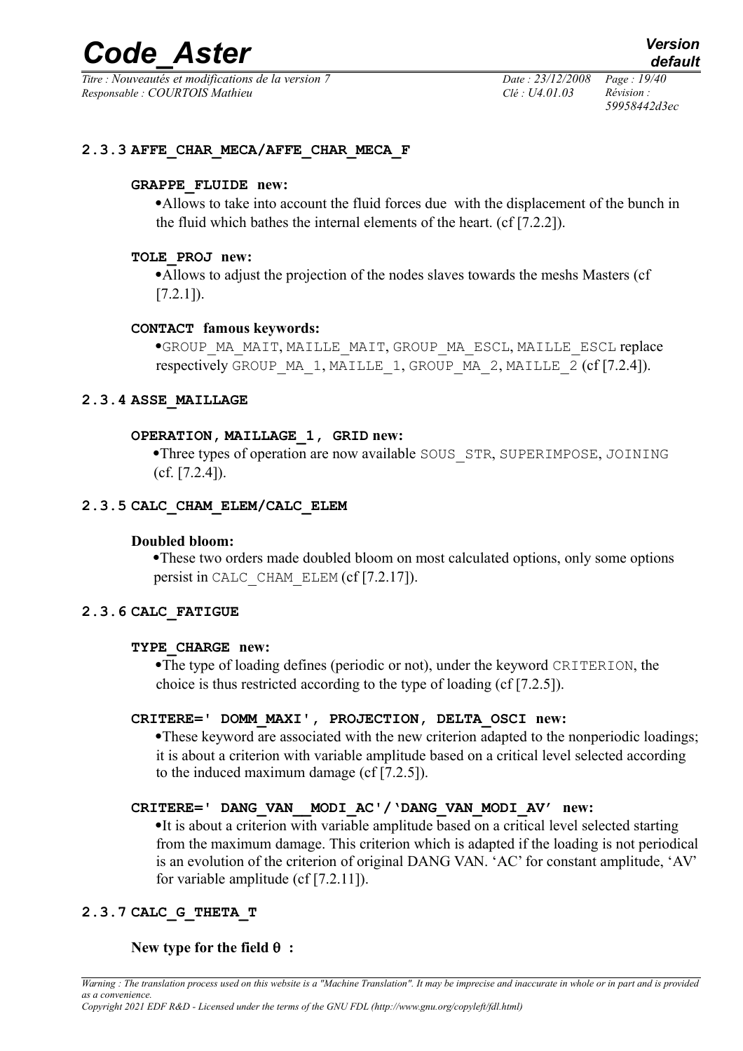### 2.3.3 AFFE_CHAR_MECA/AFFE_CHAR_MECA_F

**GRAPPE_FLUIDE new:**

- Allows to take into account the fluid forces due with the displacement of the bunch in the fluid which bathes the internal elements of the heart. (cf [7.2.2]).

**TOLE_PROJ new:**

- Allows to adjust the projection of the nodes slaves towards the meshs Masters (cf [7.2.1]).

**CONTACT famous keywords:**

- GROUP_MA_MAIT, MAILLE_MAIT, GROUP_MA_ESCL, MAILLE_ESCL replace respectively GROUP_MA_1, MAILLE_1, GROUP_MA_2, MAILLE_2 (cf [7.2.4]).

### 2.3.4 ASSE_MAILLAGE

**OPERATION, MAILLAGE_1, GRID new:**

- Three types of operation are now available SOUS_STR, SUPERIMPOSE, JOINING (cf. [7.2.4]).

### 2.3.5 CALC_CHAM_ELEM/CALC_ELEM

**Doubled bloom:**

- These two orders made doubled bloom on most calculated options, only some options persist in CALC_CHAM_ELEM (cf [7.2.17]).

### 2.3.6 CALC_FATIGUE

**TYPE_CHARGE new:**

- The type of loading defines (periodic or not), under the keyword CRITERION, the choice is thus restricted according to the type of loading (cf [7.2.5]).

**CRITERE=' DOMM_MAXI', PROJECTION, DELTA_OSCI new:**

- These keyword are associated with the new criterion adapted to the nonperiodic loadings; it is about a criterion with variable amplitude based on a critical level selected according to the induced maximum damage (cf [7.2.5]).

**CRITERE=' DANG_VAN__MODI_AC'/'DANG_VAN_MODI_AV' new:**

- It is about a criterion with variable amplitude based on a critical level selected starting from the maximum damage. This criterion which is adapted if the loading is not periodical is an evolution of the criterion of original DANG VAN. 'AC' for constant amplitude, 'AV' for variable amplitude (cf [7.2.11]).

### 2.3.7 CALC_G_THETA_T

**New type for the field $\theta$ :**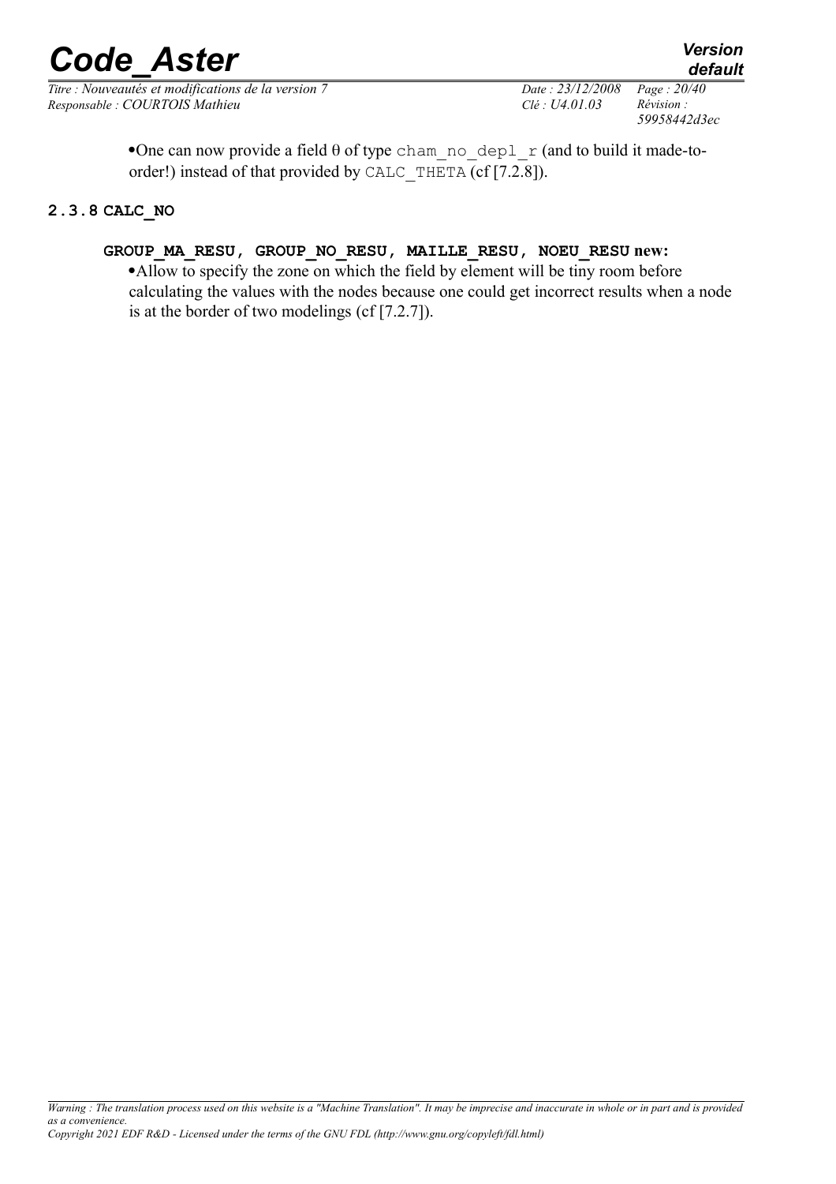- One can now provide a field $\theta$ of type `cham_no_depl_r` (and to build it made-to-order!) instead of that provided by `CALC_THETA` (cf [7.2.8]).

### 2.3.8 CALC_NO

**GROUP_MA_RESU, GROUP_NO_RESU, MAILLE_RESU, NOEU_RESU new:**

- Allow to specify the zone on which the field by element will be tiny room before calculating the values with the nodes because one could get incorrect results when a node is at the border of two modelings (cf [7.2.7]).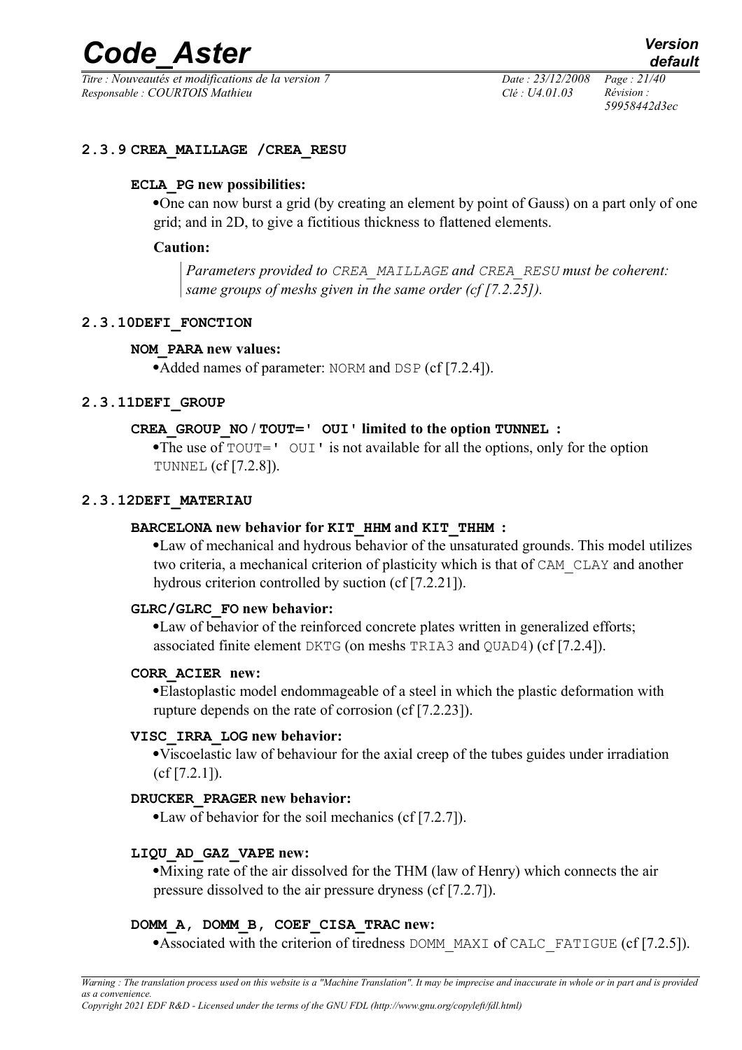### 2.3.9 CREA_MAILLAGE /CREA_RESU

#### ECLA_PG new possibilities:

- One can now burst a grid (by creating an element by point of Gauss) on a part only of one grid; and in 2D, to give a fictitious thickness to flattened elements.

**Caution:**

> *Parameters provided to `CREA_MAILLAGE` and `CREA_RESU` must be coherent: same groups of meshs given in the same order (cf [7.2.25]).*

### 2.3.10 DEFI_FONCTION

#### NOM_PARA new values:

- Added names of parameter: `NORM` and `DSP` (cf [7.2.4]).

### 2.3.11 DEFI_GROUP

#### CREA_GROUP_NO / TOUT=' OUI' limited to the option TUNNEL :

- The use of `TOUT=' OUI'` is not available for all the options, only for the option `TUNNEL` (cf [7.2.8]).

### 2.3.12 DEFI_MATERIAU

#### BARCELONA new behavior for KIT_HHM and KIT_THHM :

- Law of mechanical and hydrous behavior of the unsaturated grounds. This model utilizes two criteria, a mechanical criterion of plasticity which is that of `CAM_CLAY` and another hydrous criterion controlled by suction (cf [7.2.21]).

#### GLRC/GLRC_FO new behavior:

- Law of behavior of the reinforced concrete plates written in generalized efforts; associated finite element `DKTG` (on meshs `TRIA3` and `QUAD4`) (cf [7.2.4]).

#### CORR_ACIER new:

- Elastoplastic model endommageable of a steel in which the plastic deformation with rupture depends on the rate of corrosion (cf [7.2.23]).

#### VISC_IRRA_LOG new behavior:

- Viscoelastic law of behaviour for the axial creep of the tubes guides under irradiation (cf [7.2.1]).

#### DRUCKER_PRAGER new behavior:

- Law of behavior for the soil mechanics (cf [7.2.7]).

#### LIQU_AD_GAZ_VAPE new:

- Mixing rate of the air dissolved for the THM (law of Henry) which connects the air pressure dissolved to the air pressure dryness (cf [7.2.7]).

#### DOMM_A, DOMM_B, COEF_CISA_TRAC new:

- Associated with the criterion of tiredness `DOMM_MAXI` of `CALC_FATIGUE` (cf [7.2.5]).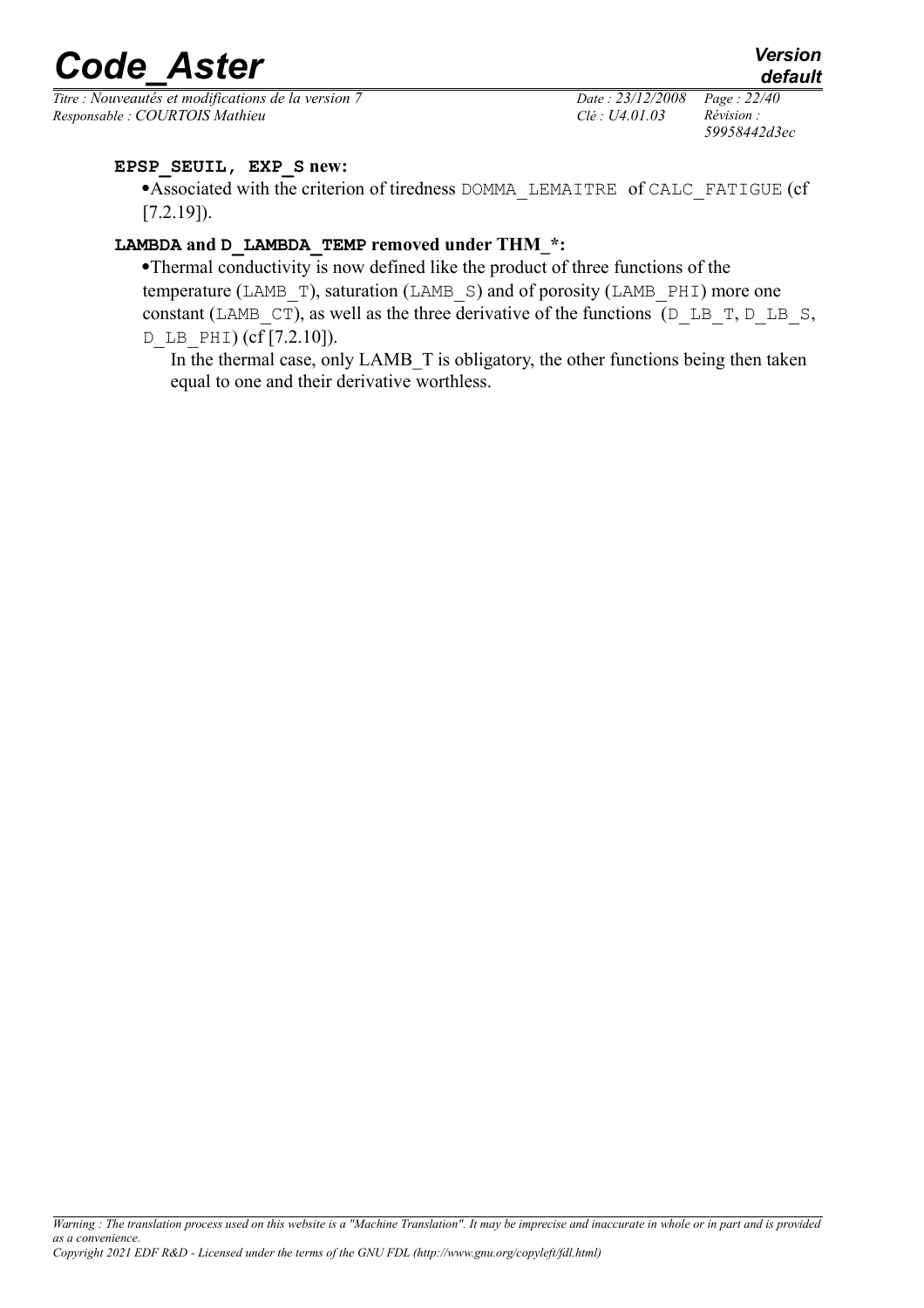**EPSP_SEUIL, EXP_S new:**

- Associated with the criterion of tiredness DOMMA_LEMAITRE of CALC_FATIGUE (cf [7.2.19]).

**LAMBDA and D_LAMBDA_TEMP removed under THM_*:**

- Thermal conductivity is now defined like the product of three functions of the temperature (LAMB_T), saturation (LAMB_S) and of porosity (LAMB_PHI) more one constant (LAMB_CT), as well as the three derivative of the functions (D_LB_T, D_LB_S, D_LB_PHI) (cf [7.2.10]).

  In the thermal case, only LAMB_T is obligatory, the other functions being then taken equal to one and their derivative worthless.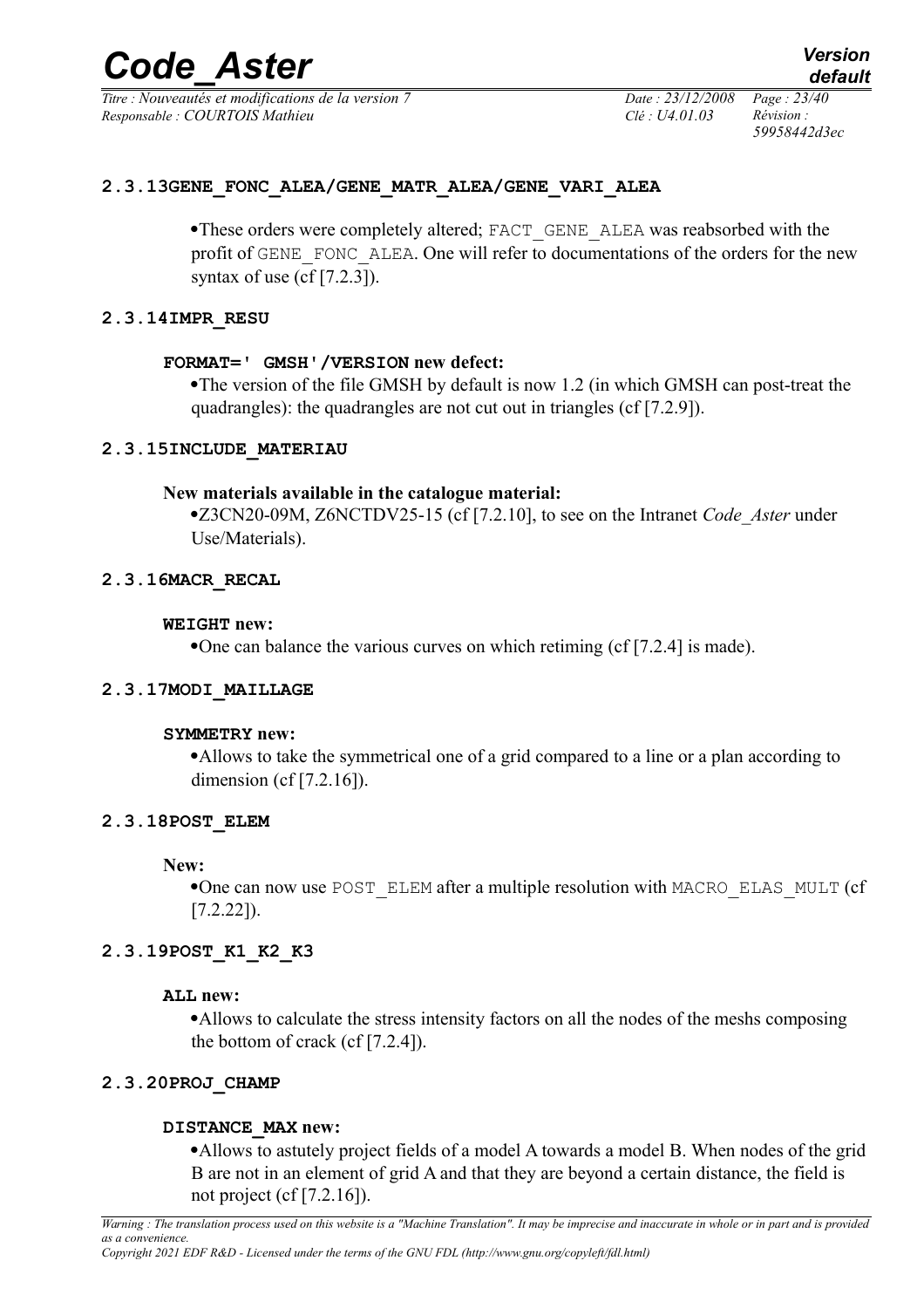#### 2.3.13GENE_FONC_ALEA/GENE_MATR_ALEA/GENE_VARI_ALEA

- These orders were completely altered; FACT_GENE_ALEA was reabsorbed with the profit of GENE_FONC_ALEA. One will refer to documentations of the orders for the new syntax of use (cf [7.2.3]).

#### 2.3.14IMPR_RESU

**FORMAT=' GMSH'/VERSION new defect:**

- The version of the file GMSH by default is now 1.2 (in which GMSH can post-treat the quadrangles): the quadrangles are not cut out in triangles (cf [7.2.9]).

#### 2.3.15INCLUDE_MATERIAU

**New materials available in the catalogue material:**

- Z3CN20-09M, Z6NCTDV25-15 (cf [7.2.10], to see on the Intranet *Code_Aster* under Use/Materials).

#### 2.3.16MACR_RECAL

**WEIGHT new:**

- One can balance the various curves on which retiming (cf [7.2.4] is made).

#### 2.3.17MODI_MAILLAGE

**SYMMETRY new:**

- Allows to take the symmetrical one of a grid compared to a line or a plan according to dimension (cf [7.2.16]).

#### 2.3.18POST_ELEM

**New:**

- One can now use POST_ELEM after a multiple resolution with MACRO_ELAS_MULT (cf [7.2.22]).

#### 2.3.19POST_K1_K2_K3

**ALL new:**

- Allows to calculate the stress intensity factors on all the nodes of the meshs composing the bottom of crack (cf [7.2.4]).

#### 2.3.20PROJ_CHAMP

**DISTANCE_MAX new:**

- Allows to astutely project fields of a model A towards a model B. When nodes of the grid B are not in an element of grid A and that they are beyond a certain distance, the field is not project (cf [7.2.16]).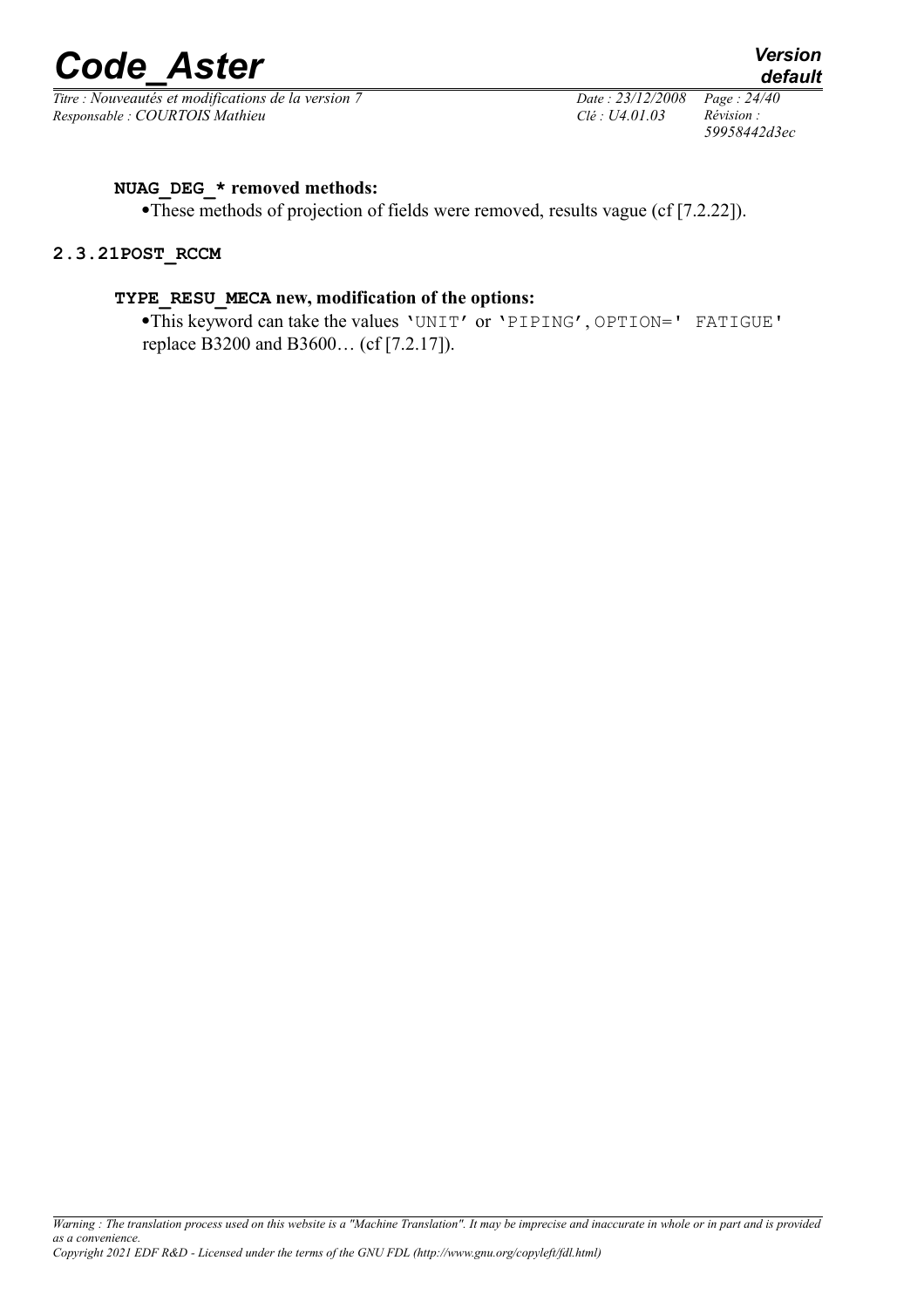**NUAG_DEG_* removed methods:**

- These methods of projection of fields were removed, results vague (cf [7.2.22]).

### 2.3.21 POST_RCCM

**TYPE_RESU_MECA new, modification of the options:**

- This keyword can take the values 'UNIT' or 'PIPING', OPTION=' FATIGUE' replace B3200 and B3600… (cf [7.2.17]).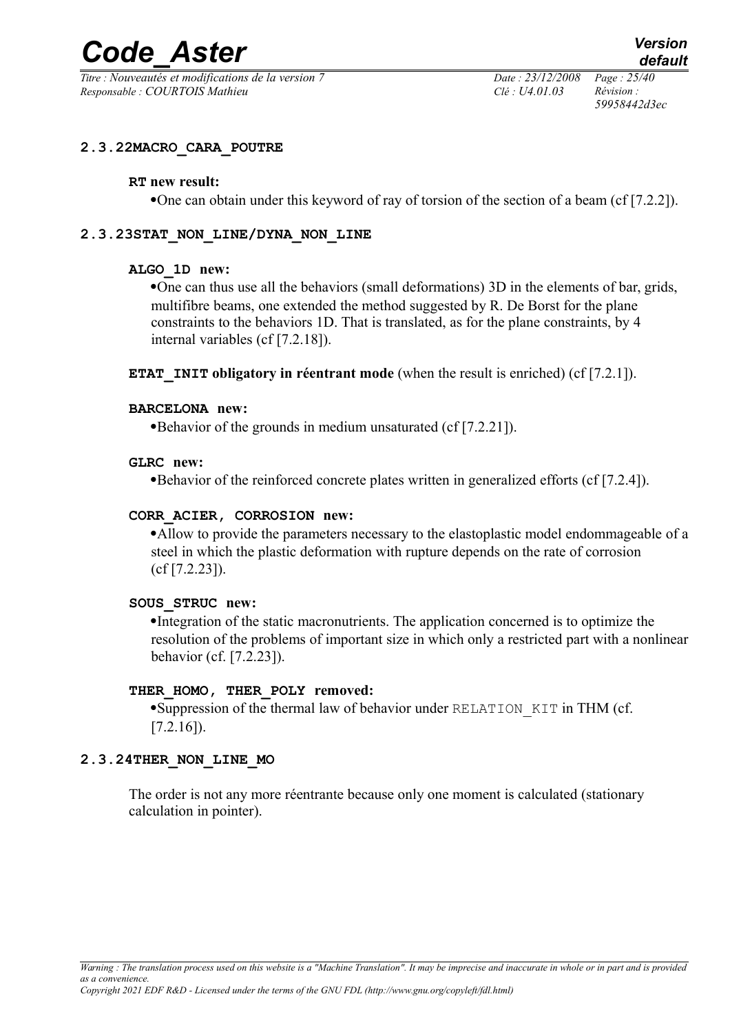#### 2.3.22 MACRO_CARA_POUTRE

**RT new result:**

- One can obtain under this keyword of ray of torsion of the section of a beam (cf [7.2.2]).

#### 2.3.23 STAT_NON_LINE/DYNA_NON_LINE

**ALGO_1D new:**

- One can thus use all the behaviors (small deformations) 3D in the elements of bar, grids, multifibre beams, one extended the method suggested by R. De Borst for the plane constraints to the behaviors 1D. That is translated, as for the plane constraints, by 4 internal variables (cf [7.2.18]).

**ETAT_INIT obligatory in réentrant mode** (when the result is enriched) (cf [7.2.1]).

**BARCELONA new:**

- Behavior of the grounds in medium unsaturated (cf [7.2.21]).

**GLRC new:**

- Behavior of the reinforced concrete plates written in generalized efforts (cf [7.2.4]).

**CORR_ACIER, CORROSION new:**

- Allow to provide the parameters necessary to the elastoplastic model endommageable of a steel in which the plastic deformation with rupture depends on the rate of corrosion (cf [7.2.23]).

**SOUS_STRUC new:**

- Integration of the static macronutrients. The application concerned is to optimize the resolution of the problems of important size in which only a restricted part with a nonlinear behavior (cf. [7.2.23]).

**THER_HOMO, THER_POLY removed:**

- Suppression of the thermal law of behavior under `RELATION_KIT` in THM (cf. [7.2.16]).

#### 2.3.24 THER_NON_LINE_MO

The order is not any more réentrante because only one moment is calculated (stationary calculation in pointer).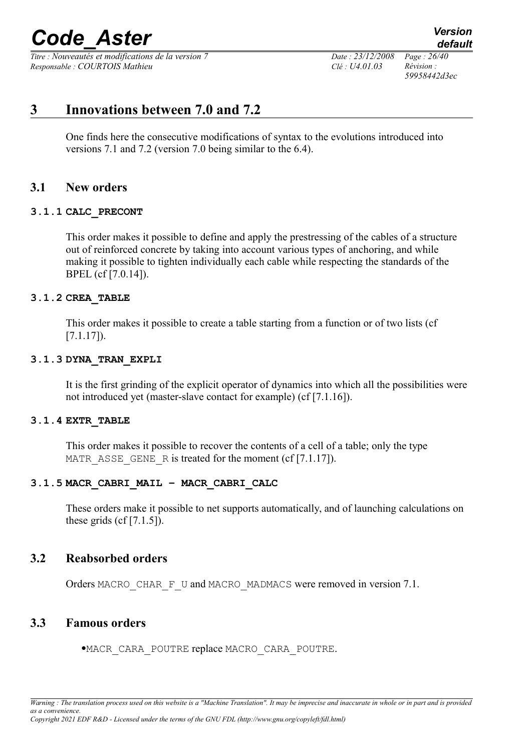# 3 Innovations between 7.0 and 7.2

One finds here the consecutive modifications of syntax to the evolutions introduced into versions 7.1 and 7.2 (version 7.0 being similar to the 6.4).

## 3.1 New orders

### 3.1.1 CALC_PRECONT

This order makes it possible to define and apply the prestressing of the cables of a structure out of reinforced concrete by taking into account various types of anchoring, and while making it possible to tighten individually each cable while respecting the standards of the BPEL (cf [7.0.14]).

### 3.1.2 CREA_TABLE

This order makes it possible to create a table starting from a function or of two lists (cf [7.1.17]).

### 3.1.3 DYNA_TRAN_EXPLI

It is the first grinding of the explicit operator of dynamics into which all the possibilities were not introduced yet (master-slave contact for example) (cf [7.1.16]).

### 3.1.4 EXTR_TABLE

This order makes it possible to recover the contents of a cell of a table; only the type `MATR_ASSE_GENE_R` is treated for the moment (cf [7.1.17]).

### 3.1.5 MACR_CABRI_MAIL – MACR_CABRI_CALC

These orders make it possible to net supports automatically, and of launching calculations on these grids (cf [7.1.5]).

## 3.2 Reabsorbed orders

Orders `MACRO_CHAR_F_U` and `MACRO_MADMACS` were removed in version 7.1.

## 3.3 Famous orders

- `MACR_CARA_POUTRE` replace `MACRO_CARA_POUTRE`.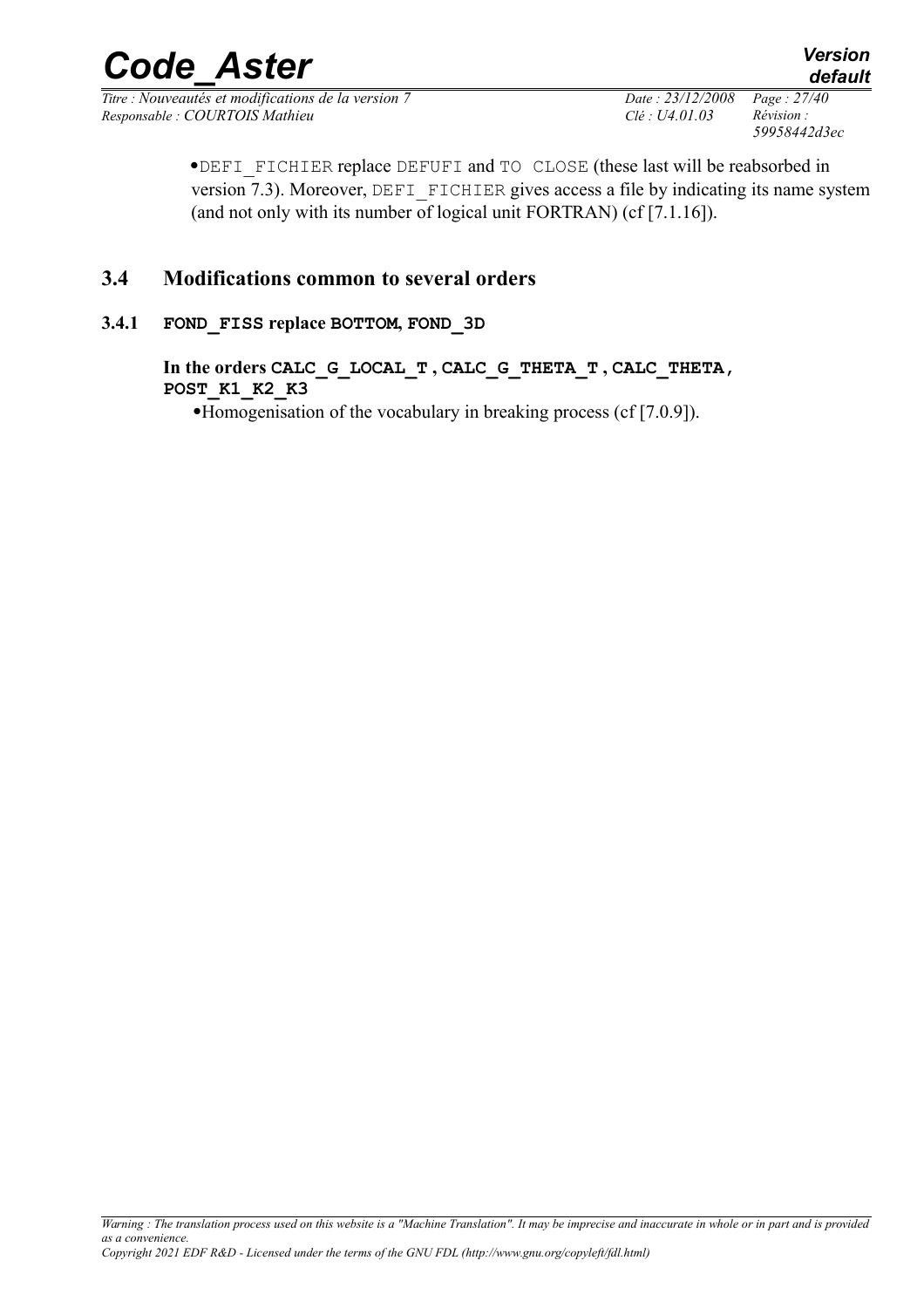- `DEFI_FICHIER` replace `DEFUFI` and `TO CLOSE` (these last will be reabsorbed in version 7.3). Moreover, `DEFI_FICHIER` gives access a file by indicating its name system (and not only with its number of logical unit FORTRAN) (cf [7.1.16]).

## 3.4 Modifications common to several orders

### 3.4.1 **FOND_FISS replace BOTTOM, FOND_3D**

**In the orders CALC_G_LOCAL_T , CALC_G_THETA_T , CALC_THETA, POST_K1_K2_K3**

- Homogenisation of the vocabulary in breaking process (cf [7.0.9]).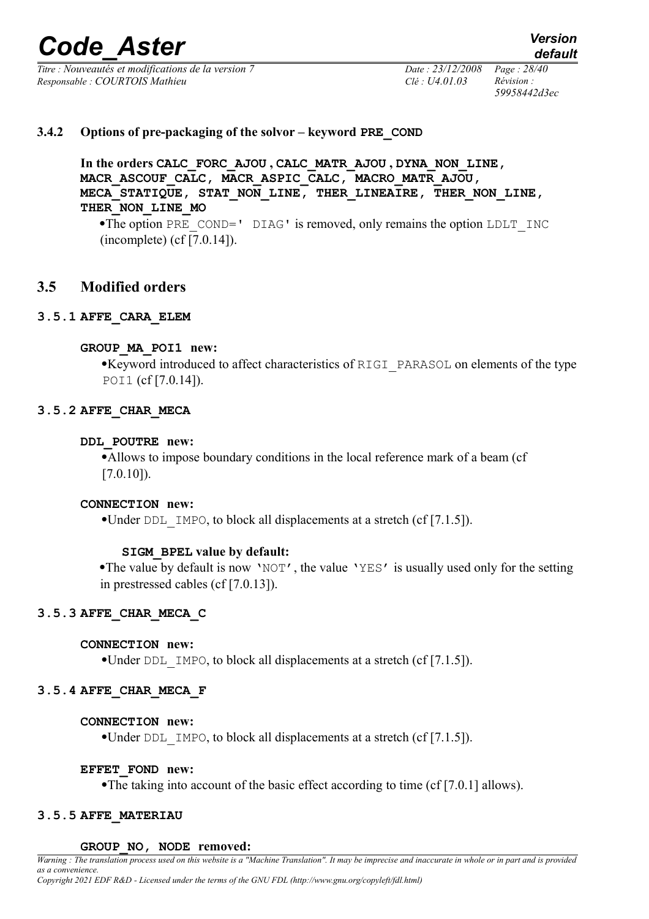### 3.4.2 Options of pre-packaging of the solvor – keyword PRE_COND

**In the orders CALC_FORC_AJOU , CALC_MATR_AJOU , DYNA_NON_LINE, MACR_ASCOUF_CALC, MACR_ASPIC_CALC, MACRO_MATR_AJOU, MECA_STATIQUE, STAT_NON_LINE, THER_LINEAIRE, THER_NON_LINE, THER_NON_LINE_MO**

- The option PRE_COND=' DIAG' is removed, only remains the option LDLT_INC (incomplete) (cf [7.0.14]).

## 3.5 Modified orders

### 3.5.1 AFFE_CARA_ELEM

**GROUP_MA_POI1 new:**

- Keyword introduced to affect characteristics of RIGI_PARASOL on elements of the type POI1 (cf [7.0.14]).

### 3.5.2 AFFE_CHAR_MECA

**DDL_POUTRE new:**

- Allows to impose boundary conditions in the local reference mark of a beam (cf [7.0.10]).

**CONNECTION new:**

- Under DDL_IMPO, to block all displacements at a stretch (cf [7.1.5]).

**SIGM_BPEL value by default:**

- The value by default is now 'NOT', the value 'YES' is usually used only for the setting in prestressed cables (cf [7.0.13]).

### 3.5.3 AFFE_CHAR_MECA_C

**CONNECTION new:**

- Under DDL_IMPO, to block all displacements at a stretch (cf [7.1.5]).

### 3.5.4 AFFE_CHAR_MECA_F

**CONNECTION new:**

- Under DDL_IMPO, to block all displacements at a stretch (cf [7.1.5]).

**EFFET_FOND new:**

- The taking into account of the basic effect according to time (cf [7.0.1] allows).

### 3.5.5 AFFE_MATERIAU

**GROUP_NO, NODE removed:**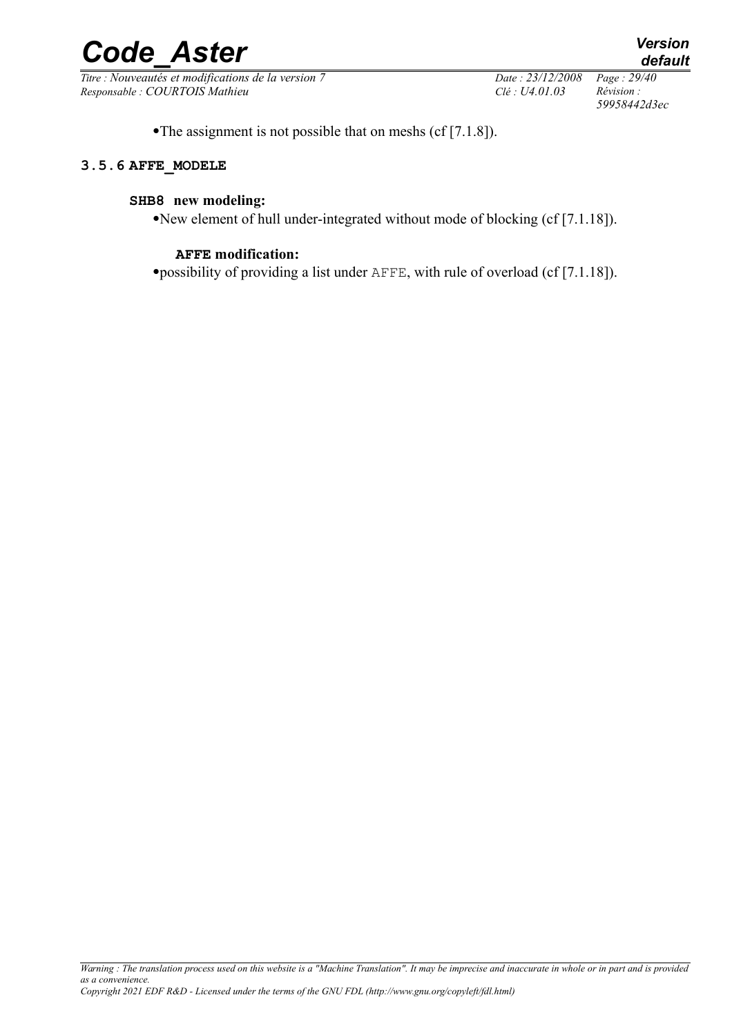- The assignment is not possible that on meshs (cf [7.1.8]).

### 3.5.6 AFFE_MODELE

**SHB8 new modeling:**

- New element of hull under-integrated without mode of blocking (cf [7.1.18]).

**AFFE modification:**

- possibility of providing a list under AFFE, with rule of overload (cf [7.1.18]).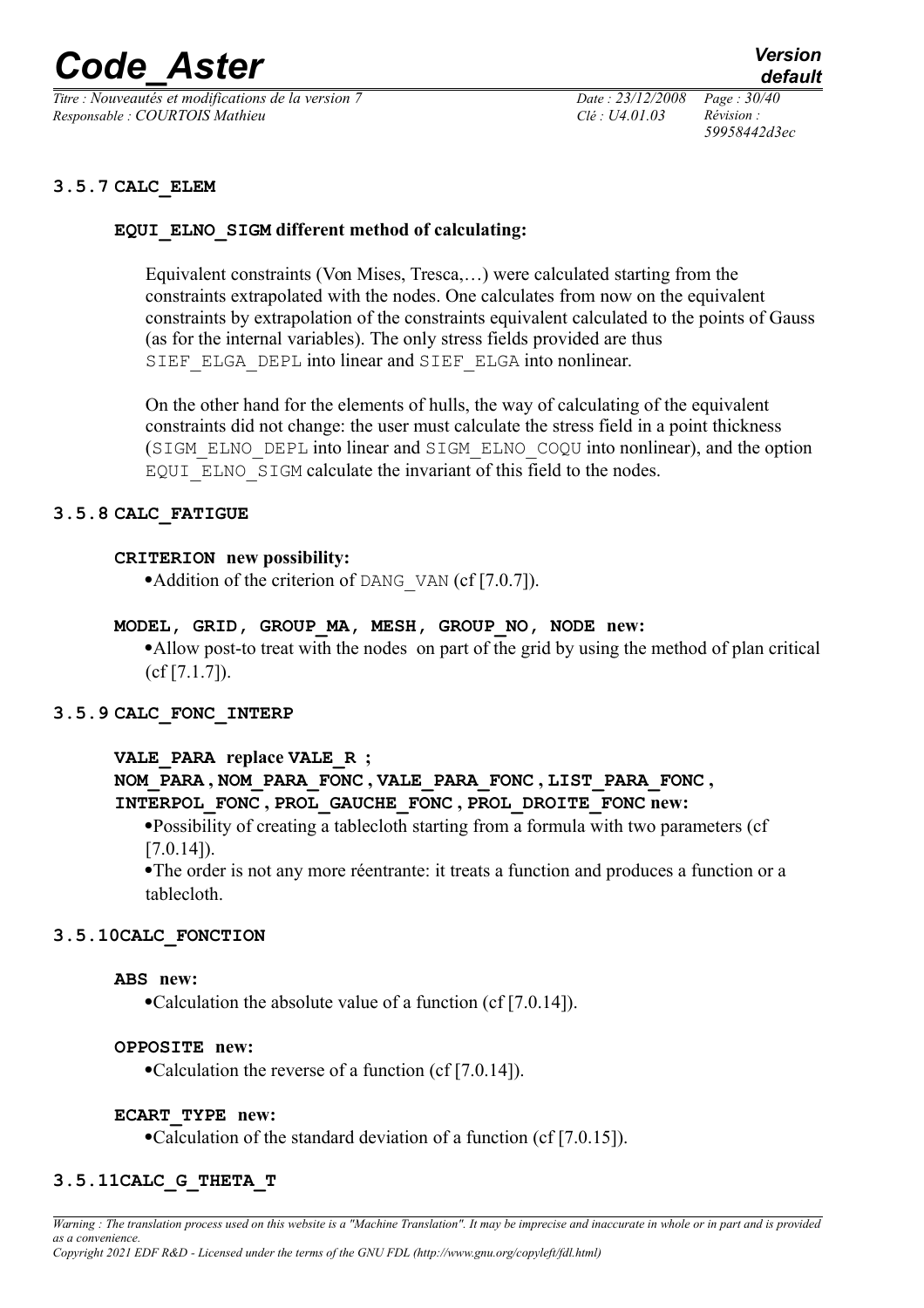### 3.5.7 CALC_ELEM

#### EQUI_ELNO_SIGM different method of calculating:

Equivalent constraints (Von Mises, Tresca,…) were calculated starting from the constraints extrapolated with the nodes. One calculates from now on the equivalent constraints by extrapolation of the constraints equivalent calculated to the points of Gauss (as for the internal variables). The only stress fields provided are thus SIEF_ELGA_DEPL into linear and SIEF_ELGA into nonlinear.

On the other hand for the elements of hulls, the way of calculating of the equivalent constraints did not change: the user must calculate the stress field in a point thickness (SIGM_ELNO_DEPL into linear and SIGM_ELNO_COQU into nonlinear), and the option EQUI_ELNO_SIGM calculate the invariant of this field to the nodes.

### 3.5.8 CALC_FATIGUE

#### CRITERION new possibility:

- Addition of the criterion of DANG_VAN (cf [7.0.7]).

#### MODEL, GRID, GROUP_MA, MESH, GROUP_NO, NODE new:

- Allow post-to treat with the nodes on part of the grid by using the method of plan critical (cf [7.1.7]).

### 3.5.9 CALC_FONC_INTERP

#### VALE_PARA replace VALE_R ; NOM_PARA , NOM_PARA_FONC , VALE_PARA_FONC , LIST_PARA_FONC , INTERPOL_FONC , PROL_GAUCHE_FONC , PROL_DROITE_FONC new:

- Possibility of creating a tablecloth starting from a formula with two parameters (cf [7.0.14]).
- The order is not any more réentrante: it treats a function and produces a function or a tablecloth.

### 3.5.10 CALC_FONCTION

#### ABS new:

- Calculation the absolute value of a function (cf [7.0.14]).

#### OPPOSITE new:

- Calculation the reverse of a function (cf [7.0.14]).

#### ECART_TYPE new:

- Calculation of the standard deviation of a function (cf [7.0.15]).

### 3.5.11 CALC_G_THETA_T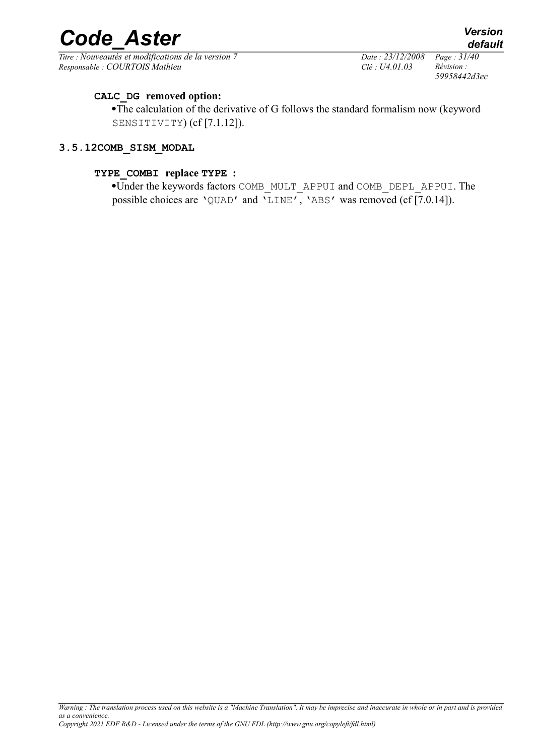**CALC_DG removed option:**

- The calculation of the derivative of G follows the standard formalism now (keyword SENSITIVITY) (cf [7.1.12]).

### 3.5.12 COMB_SISM_MODAL

**TYPE_COMBI replace TYPE :**

- Under the keywords factors COMB_MULT_APPUI and COMB_DEPL_APPUI. The possible choices are 'QUAD' and 'LINE', 'ABS' was removed (cf [7.0.14]).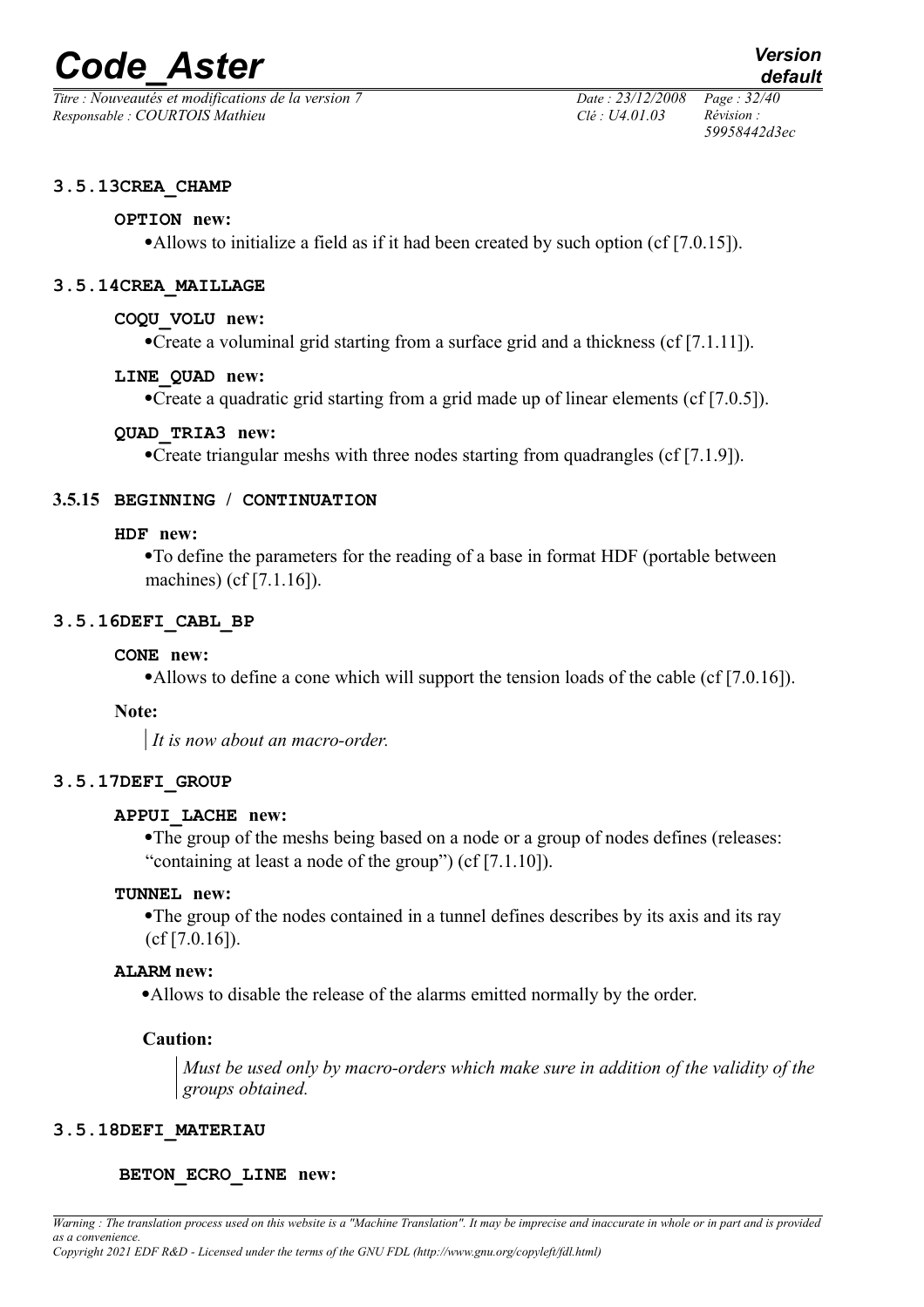#### 3.5.13 CREA_CHAMP

**OPTION new:**

- Allows to initialize a field as if it had been created by such option (cf [7.0.15]).

#### 3.5.14 CREA_MAILLAGE

**COQU_VOLU new:**

- Create a voluminal grid starting from a surface grid and a thickness (cf [7.1.11]).

**LINE_QUAD new:**

- Create a quadratic grid starting from a grid made up of linear elements (cf [7.0.5]).

**QUAD_TRIA3 new:**

- Create triangular meshs with three nodes starting from quadrangles (cf [7.1.9]).

#### 3.5.15 BEGINNING / CONTINUATION

**HDF new:**

- To define the parameters for the reading of a base in format HDF (portable between machines) (cf [7.1.16]).

#### 3.5.16 DEFI_CABL_BP

**CONE new:**

- Allows to define a cone which will support the tension loads of the cable (cf [7.0.16]).

**Note:**

> *It is now about an macro-order.*

#### 3.5.17 DEFI_GROUP

**APPUI_LACHE new:**

- The group of the meshs being based on a node or a group of nodes defines (releases: "containing at least a node of the group") (cf [7.1.10]).

**TUNNEL new:**

- The group of the nodes contained in a tunnel defines describes by its axis and its ray (cf [7.0.16]).

**ALARM new:**

- Allows to disable the release of the alarms emitted normally by the order.

**Caution:**

> *Must be used only by macro-orders which make sure in addition of the validity of the groups obtained.*

#### 3.5.18 DEFI_MATERIAU

**BETON_ECRO_LINE new:**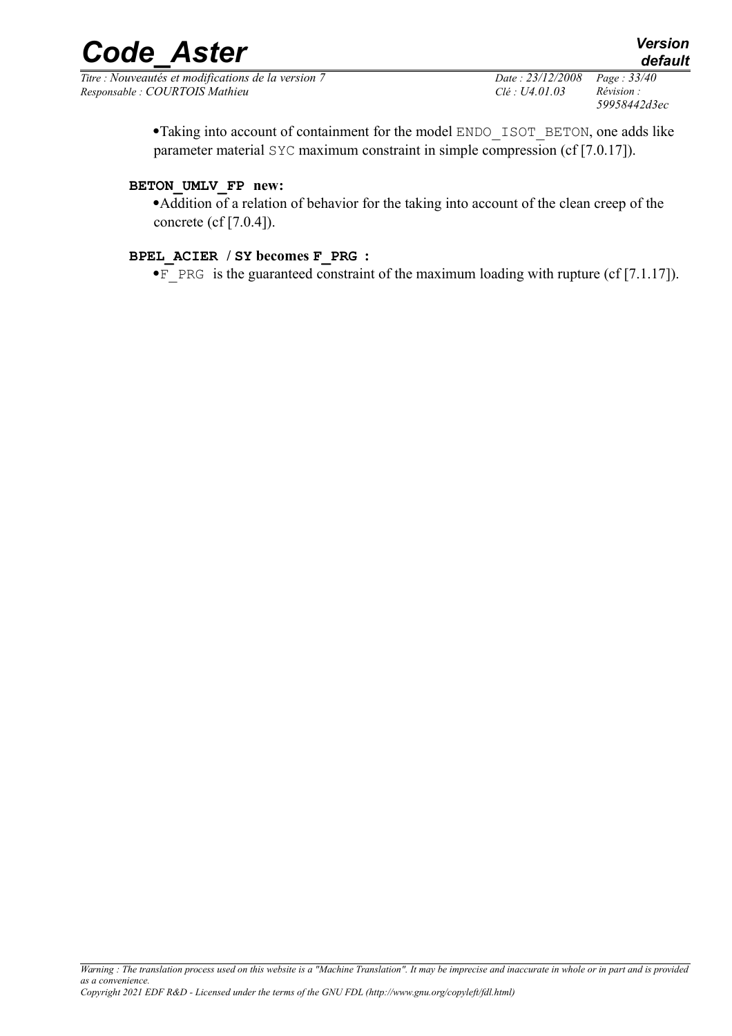- Taking into account of containment for the model ENDO_ISOT_BETON, one adds like parameter material SYC maximum constraint in simple compression (cf [7.0.17]).

**BETON_UMLV_FP new:**

- Addition of a relation of behavior for the taking into account of the clean creep of the concrete (cf [7.0.4]).

**BPEL_ACIER / SY becomes F_PRG :**

- F_PRG is the guaranteed constraint of the maximum loading with rupture (cf [7.1.17]).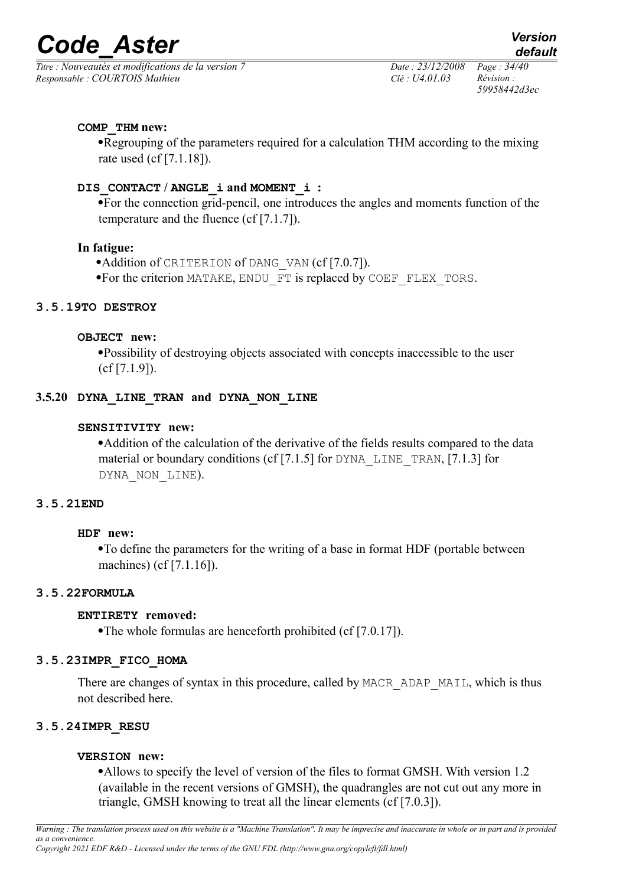**COMP_THM new:**

- Regrouping of the parameters required for a calculation THM according to the mixing rate used (cf [7.1.18]).

**DIS_CONTACT / ANGLE_i and MOMENT_i :**

- For the connection grid-pencil, one introduces the angles and moments function of the temperature and the fluence (cf [7.1.7]).

**In fatigue:**

- Addition of CRITERION of DANG_VAN (cf [7.0.7]).
- For the criterion MATAKE, ENDU_FT is replaced by COEF_FLEX_TORS.

### 3.5.19 TO DESTROY

**OBJECT new:**

- Possibility of destroying objects associated with concepts inaccessible to the user (cf [7.1.9]).

### 3.5.20 DYNA_LINE_TRAN and DYNA_NON_LINE

**SENSITIVITY new:**

- Addition of the calculation of the derivative of the fields results compared to the data material or boundary conditions (cf [7.1.5] for DYNA_LINE_TRAN, [7.1.3] for DYNA_NON_LINE).

### 3.5.21 END

**HDF new:**

- To define the parameters for the writing of a base in format HDF (portable between machines) (cf [7.1.16]).

### 3.5.22 FORMULA

**ENTIRETY removed:**

- The whole formulas are henceforth prohibited (cf [7.0.17]).

### 3.5.23 IMPR_FICO_HOMA

There are changes of syntax in this procedure, called by MACR_ADAP_MAIL, which is thus not described here.

### 3.5.24 IMPR_RESU

**VERSION new:**

- Allows to specify the level of version of the files to format GMSH. With version 1.2 (available in the recent versions of GMSH), the quadrangles are not cut out any more in triangle, GMSH knowing to treat all the linear elements (cf [7.0.3]).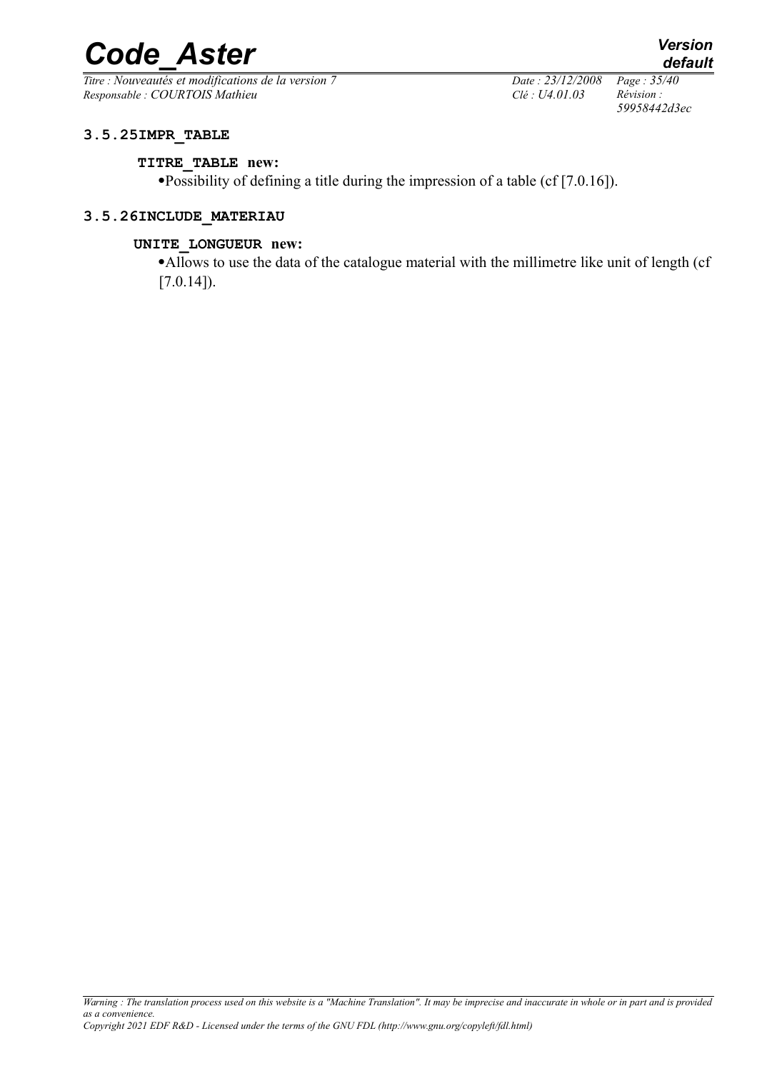### 3.5.25 IMPR_TABLE

**TITRE_TABLE new:**

- Possibility of defining a title during the impression of a table (cf [7.0.16]).

### 3.5.26 INCLUDE_MATERIAU

**UNITE_LONGUEUR new:**

- Allows to use the data of the catalogue material with the millimetre like unit of length (cf [7.0.14]).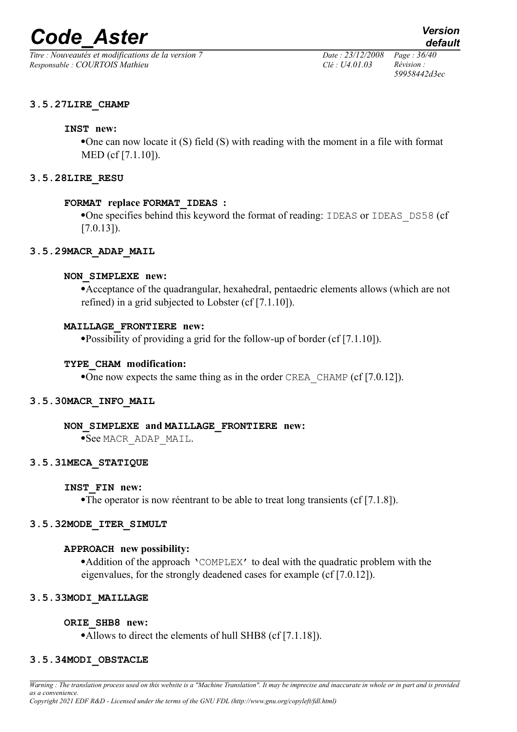### 3.5.27 LIRE_CHAMP

#### INST new:

- One can now locate it (S) field (S) with reading with the moment in a file with format MED (cf [7.1.10]).

### 3.5.28 LIRE_RESU

#### FORMAT replace FORMAT_IDEAS :

- One specifies behind this keyword the format of reading: IDEAS or IDEAS_DS58 (cf [7.0.13]).

### 3.5.29 MACR_ADAP_MAIL

#### NON_SIMPLEXE new:

- Acceptance of the quadrangular, hexahedral, pentaedric elements allows (which are not refined) in a grid subjected to Lobster (cf [7.1.10]).

#### MAILLAGE_FRONTIERE new:

- Possibility of providing a grid for the follow-up of border (cf [7.1.10]).

#### TYPE_CHAM modification:

- One now expects the same thing as in the order CREA_CHAMP (cf [7.0.12]).

### 3.5.30 MACR_INFO_MAIL

#### NON_SIMPLEXE and MAILLAGE_FRONTIERE new:

- See MACR_ADAP_MAIL.

### 3.5.31 MECA_STATIQUE

#### INST_FIN new:

- The operator is now réentrant to be able to treat long transients (cf [7.1.8]).

### 3.5.32 MODE_ITER_SIMULT

#### APPROACH new possibility:

- Addition of the approach 'COMPLEX' to deal with the quadratic problem with the eigenvalues, for the strongly deadened cases for example (cf [7.0.12]).

### 3.5.33 MODI_MAILLAGE

#### ORIE_SHB8 new:

- Allows to direct the elements of hull SHB8 (cf [7.1.18]).

### 3.5.34 MODI_OBSTACLE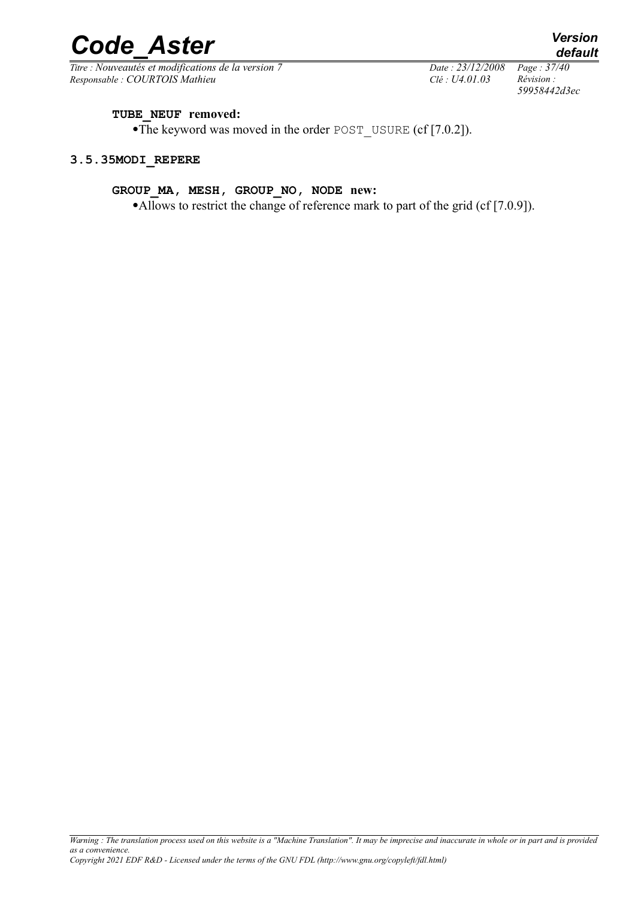**TUBE_NEUF removed:**

- The keyword was moved in the order POST_USURE (cf [7.0.2]).

### 3.5.35 MODI_REPERE

**GROUP_MA, MESH, GROUP_NO, NODE new:**

- Allows to restrict the change of reference mark to part of the grid (cf [7.0.9]).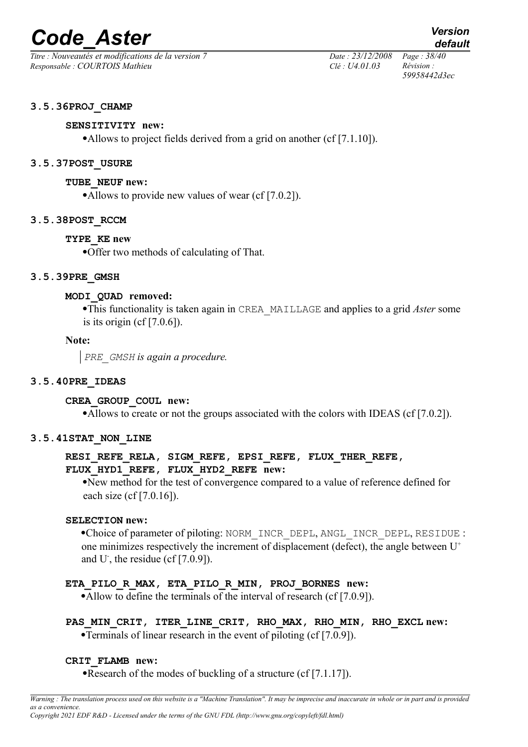### 3.5.36 PROJ_CHAMP

#### SENSITIVITY new:

- Allows to project fields derived from a grid on another (cf [7.1.10]).

### 3.5.37 POST_USURE

#### TUBE_NEUF new:

- Allows to provide new values of wear (cf [7.0.2]).

### 3.5.38 POST_RCCM

#### TYPE_KE new

- Offer two methods of calculating of That.

### 3.5.39 PRE_GMSH

#### MODI_QUAD removed:

- This functionality is taken again in CREA_MAILLAGE and applies to a grid *Aster* some is its origin (cf [7.0.6]).

**Note:**

> *PRE_GMSH is again a procedure.*

### 3.5.40 PRE_IDEAS

#### CREA_GROUP_COUL new:

- Allows to create or not the groups associated with the colors with IDEAS (cf [7.0.2]).

### 3.5.41 STAT_NON_LINE

#### RESI_REFE_RELA, SIGM_REFE, EPSI_REFE, FLUX_THER_REFE, FLUX_HYD1_REFE, FLUX_HYD2_REFE new:

- New method for the test of convergence compared to a value of reference defined for each size (cf [7.0.16]).

#### SELECTION new:

- Choice of parameter of piloting: NORM_INCR_DEPL, ANGL_INCR_DEPL, RESIDUE : one minimizes respectively the increment of displacement (defect), the angle between $U^+$ and $U^-$, the residue (cf [7.0.9]).

#### ETA_PILO_R_MAX, ETA_PILO_R_MIN, PROJ_BORNES new:

- Allow to define the terminals of the interval of research (cf [7.0.9]).

#### PAS_MIN_CRIT, ITER_LINE_CRIT, RHO_MAX, RHO_MIN, RHO_EXCL new:

- Terminals of linear research in the event of piloting (cf [7.0.9]).

#### CRIT_FLAMB new:

- Research of the modes of buckling of a structure (cf [7.1.17]).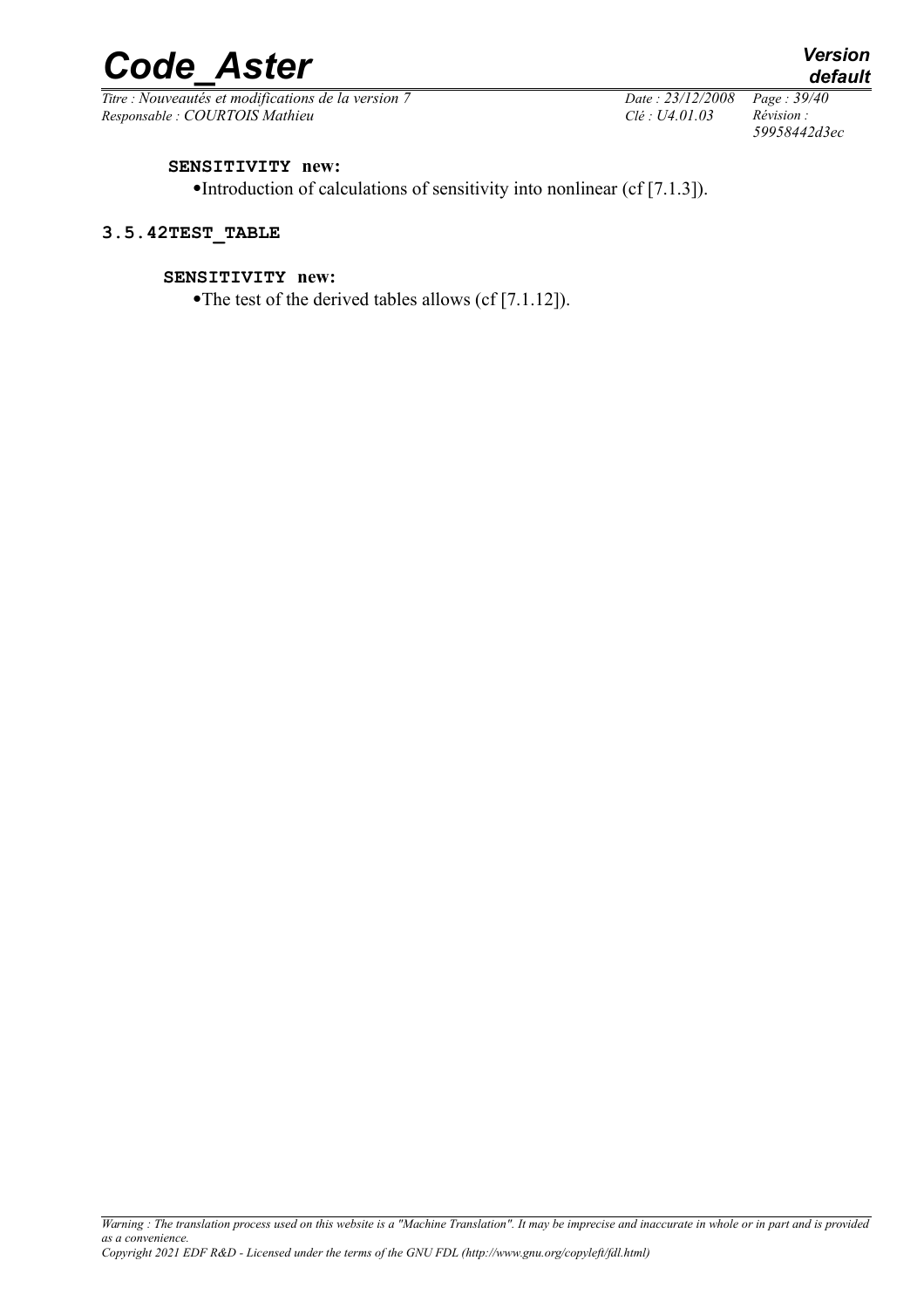**SENSITIVITY new:**

- Introduction of calculations of sensitivity into nonlinear (cf [7.1.3]).

### 3.5.42 TEST_TABLE

**SENSITIVITY new:**

- The test of the derived tables allows (cf [7.1.12]).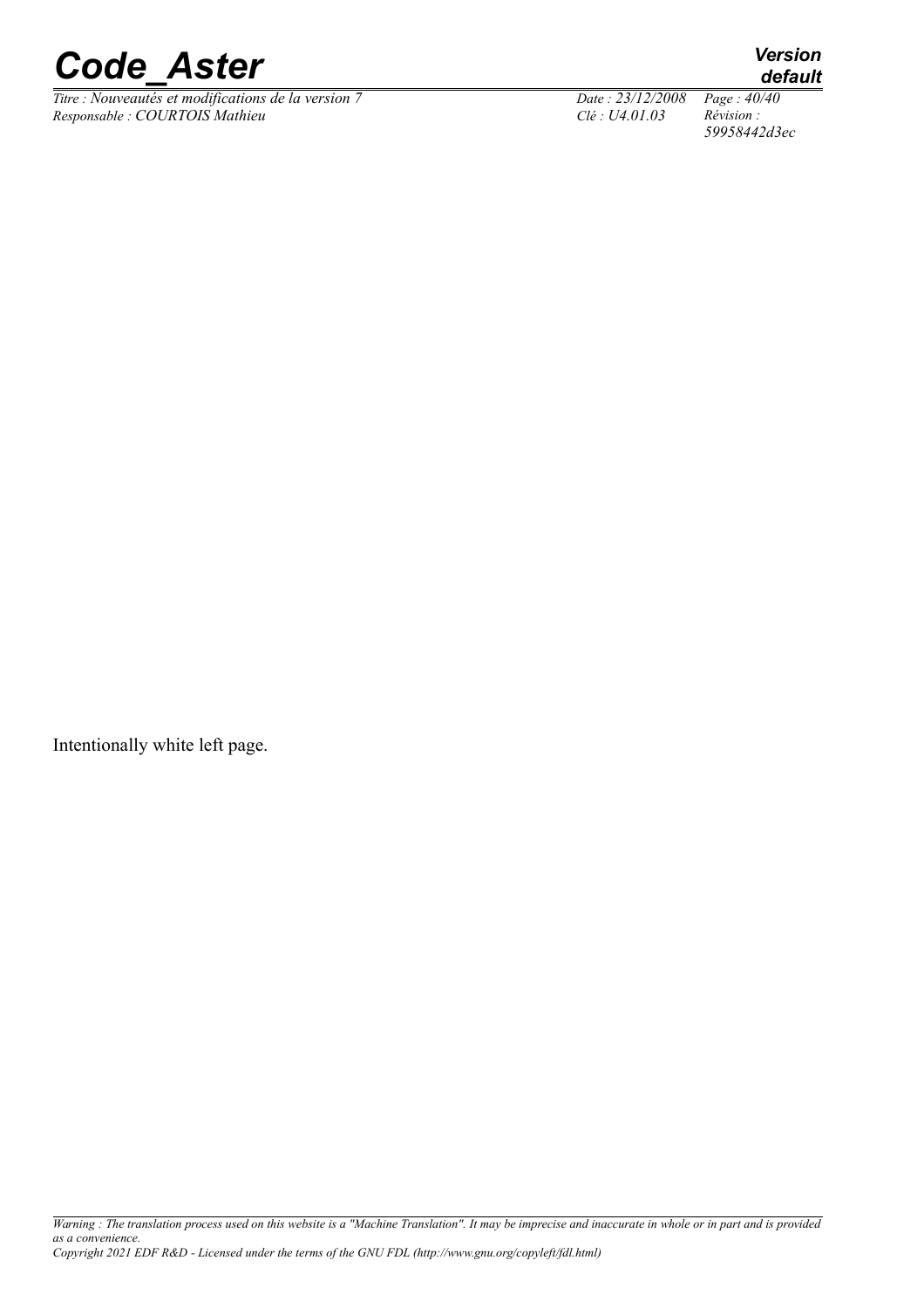Intentionally white left page.